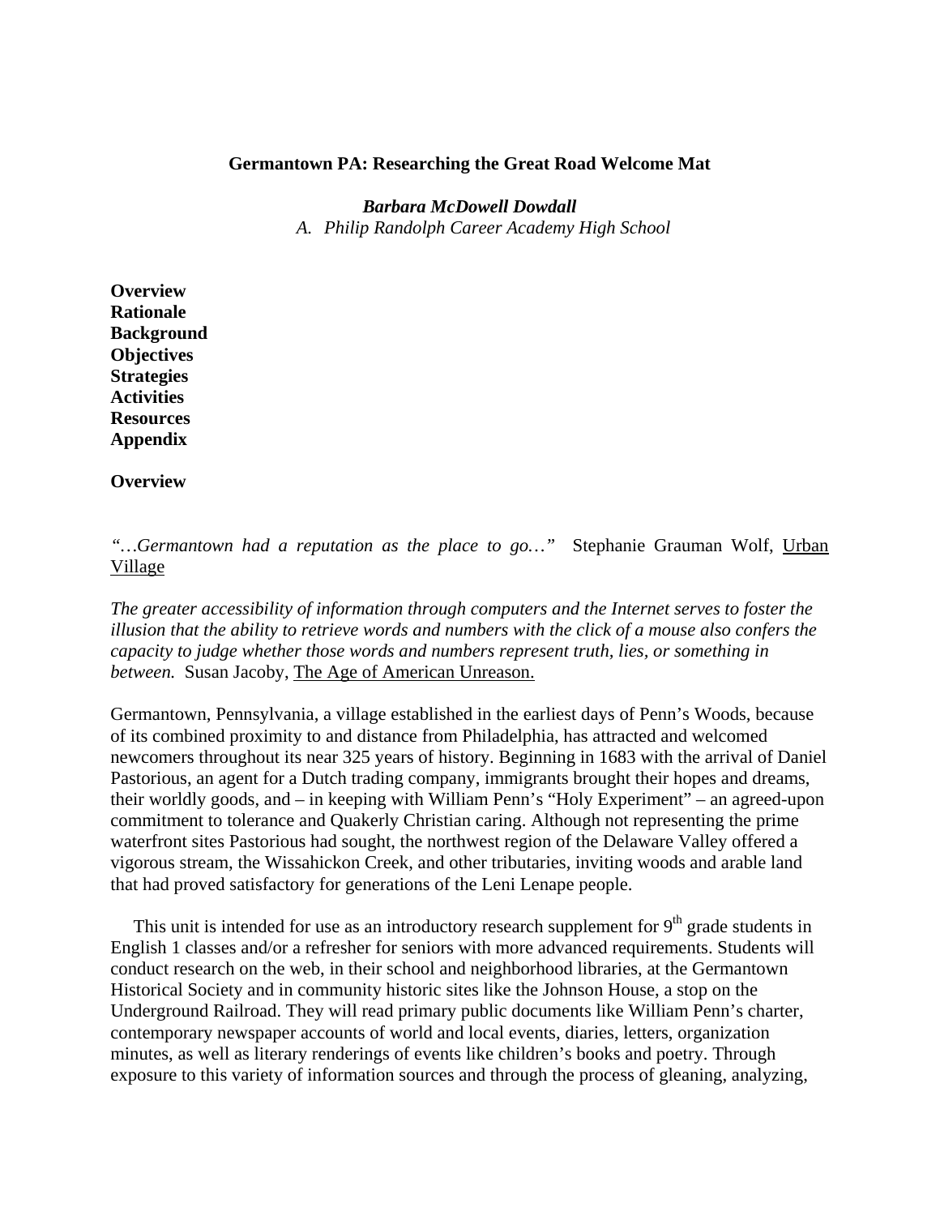# Germantown PA: Researching the Great Road Welcome Mat

***Barbara McDowell Dowdall***
*A. Philip Randolph Career Academy High School*

**Overview**
**Rationale**
**Background**
**Objectives**
**Strategies**
**Activities**
**Resources**
**Appendix**

## Overview

*"…Germantown had a reputation as the place to go…"* Stephanie Grauman Wolf, Urban Village

*The greater accessibility of information through computers and the Internet serves to foster the illusion that the ability to retrieve words and numbers with the click of a mouse also confers the capacity to judge whether those words and numbers represent truth, lies, or something in between.* Susan Jacoby, The Age of American Unreason.

Germantown, Pennsylvania, a village established in the earliest days of Penn's Woods, because of its combined proximity to and distance from Philadelphia, has attracted and welcomed newcomers throughout its near 325 years of history. Beginning in 1683 with the arrival of Daniel Pastorious, an agent for a Dutch trading company, immigrants brought their hopes and dreams, their worldly goods, and – in keeping with William Penn's "Holy Experiment" – an agreed-upon commitment to tolerance and Quakerly Christian caring. Although not representing the prime waterfront sites Pastorious had sought, the northwest region of the Delaware Valley offered a vigorous stream, the Wissahickon Creek, and other tributaries, inviting woods and arable land that had proved satisfactory for generations of the Leni Lenape people.

This unit is intended for use as an introductory research supplement for 9th grade students in English 1 classes and/or a refresher for seniors with more advanced requirements. Students will conduct research on the web, in their school and neighborhood libraries, at the Germantown Historical Society and in community historic sites like the Johnson House, a stop on the Underground Railroad. They will read primary public documents like William Penn's charter, contemporary newspaper accounts of world and local events, diaries, letters, organization minutes, as well as literary renderings of events like children's books and poetry. Through exposure to this variety of information sources and through the process of gleaning, analyzing,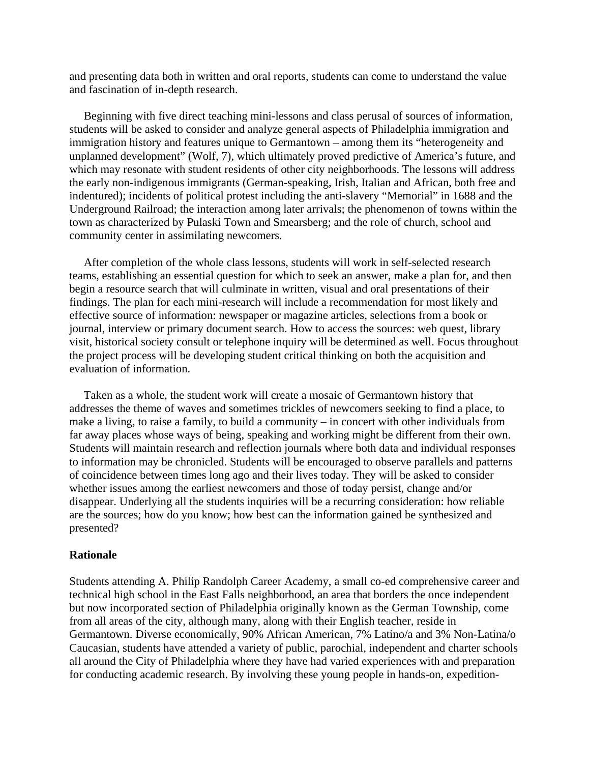and presenting data both in written and oral reports, students can come to understand the value and fascination of in-depth research.

Beginning with five direct teaching mini-lessons and class perusal of sources of information, students will be asked to consider and analyze general aspects of Philadelphia immigration and immigration history and features unique to Germantown – among them its "heterogeneity and unplanned development" (Wolf, 7), which ultimately proved predictive of America's future, and which may resonate with student residents of other city neighborhoods. The lessons will address the early non-indigenous immigrants (German-speaking, Irish, Italian and African, both free and indentured); incidents of political protest including the anti-slavery "Memorial" in 1688 and the Underground Railroad; the interaction among later arrivals; the phenomenon of towns within the town as characterized by Pulaski Town and Smearsberg; and the role of church, school and community center in assimilating newcomers.

After completion of the whole class lessons, students will work in self-selected research teams, establishing an essential question for which to seek an answer, make a plan for, and then begin a resource search that will culminate in written, visual and oral presentations of their findings. The plan for each mini-research will include a recommendation for most likely and effective source of information: newspaper or magazine articles, selections from a book or journal, interview or primary document search. How to access the sources: web quest, library visit, historical society consult or telephone inquiry will be determined as well. Focus throughout the project process will be developing student critical thinking on both the acquisition and evaluation of information.

Taken as a whole, the student work will create a mosaic of Germantown history that addresses the theme of waves and sometimes trickles of newcomers seeking to find a place, to make a living, to raise a family, to build a community – in concert with other individuals from far away places whose ways of being, speaking and working might be different from their own. Students will maintain research and reflection journals where both data and individual responses to information may be chronicled. Students will be encouraged to observe parallels and patterns of coincidence between times long ago and their lives today. They will be asked to consider whether issues among the earliest newcomers and those of today persist, change and/or disappear. Underlying all the students inquiries will be a recurring consideration: how reliable are the sources; how do you know; how best can the information gained be synthesized and presented?

## Rationale

Students attending A. Philip Randolph Career Academy, a small co-ed comprehensive career and technical high school in the East Falls neighborhood, an area that borders the once independent but now incorporated section of Philadelphia originally known as the German Township, come from all areas of the city, although many, along with their English teacher, reside in Germantown. Diverse economically, 90% African American, 7% Latino/a and 3% Non-Latina/o Caucasian, students have attended a variety of public, parochial, independent and charter schools all around the City of Philadelphia where they have had varied experiences with and preparation for conducting academic research. By involving these young people in hands-on, expedition-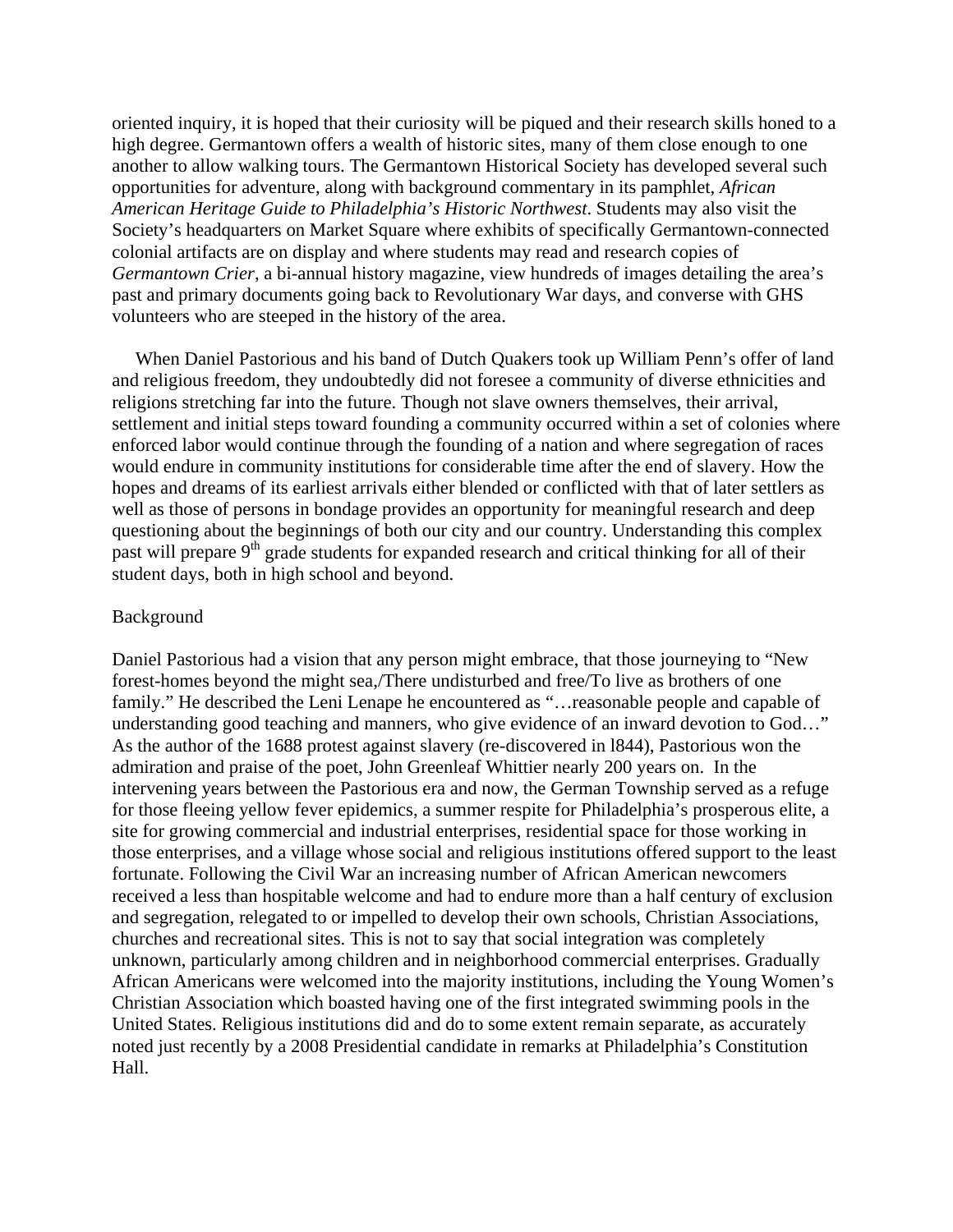oriented inquiry, it is hoped that their curiosity will be piqued and their research skills honed to a high degree. Germantown offers a wealth of historic sites, many of them close enough to one another to allow walking tours. The Germantown Historical Society has developed several such opportunities for adventure, along with background commentary in its pamphlet, *African American Heritage Guide to Philadelphia's Historic Northwest*. Students may also visit the Society's headquarters on Market Square where exhibits of specifically Germantown-connected colonial artifacts are on display and where students may read and research copies of *Germantown Crier*, a bi-annual history magazine, view hundreds of images detailing the area's past and primary documents going back to Revolutionary War days, and converse with GHS volunteers who are steeped in the history of the area.

When Daniel Pastorious and his band of Dutch Quakers took up William Penn's offer of land and religious freedom, they undoubtedly did not foresee a community of diverse ethnicities and religions stretching far into the future. Though not slave owners themselves, their arrival, settlement and initial steps toward founding a community occurred within a set of colonies where enforced labor would continue through the founding of a nation and where segregation of races would endure in community institutions for considerable time after the end of slavery. How the hopes and dreams of its earliest arrivals either blended or conflicted with that of later settlers as well as those of persons in bondage provides an opportunity for meaningful research and deep questioning about the beginnings of both our city and our country. Understanding this complex past will prepare 9th grade students for expanded research and critical thinking for all of their student days, both in high school and beyond.

## Background

Daniel Pastorious had a vision that any person might embrace, that those journeying to "New forest-homes beyond the might sea,/There undisturbed and free/To live as brothers of one family." He described the Leni Lenape he encountered as "…reasonable people and capable of understanding good teaching and manners, who give evidence of an inward devotion to God…" As the author of the 1688 protest against slavery (re-discovered in l844), Pastorious won the admiration and praise of the poet, John Greenleaf Whittier nearly 200 years on. In the intervening years between the Pastorious era and now, the German Township served as a refuge for those fleeing yellow fever epidemics, a summer respite for Philadelphia's prosperous elite, a site for growing commercial and industrial enterprises, residential space for those working in those enterprises, and a village whose social and religious institutions offered support to the least fortunate. Following the Civil War an increasing number of African American newcomers received a less than hospitable welcome and had to endure more than a half century of exclusion and segregation, relegated to or impelled to develop their own schools, Christian Associations, churches and recreational sites. This is not to say that social integration was completely unknown, particularly among children and in neighborhood commercial enterprises. Gradually African Americans were welcomed into the majority institutions, including the Young Women's Christian Association which boasted having one of the first integrated swimming pools in the United States. Religious institutions did and do to some extent remain separate, as accurately noted just recently by a 2008 Presidential candidate in remarks at Philadelphia's Constitution Hall.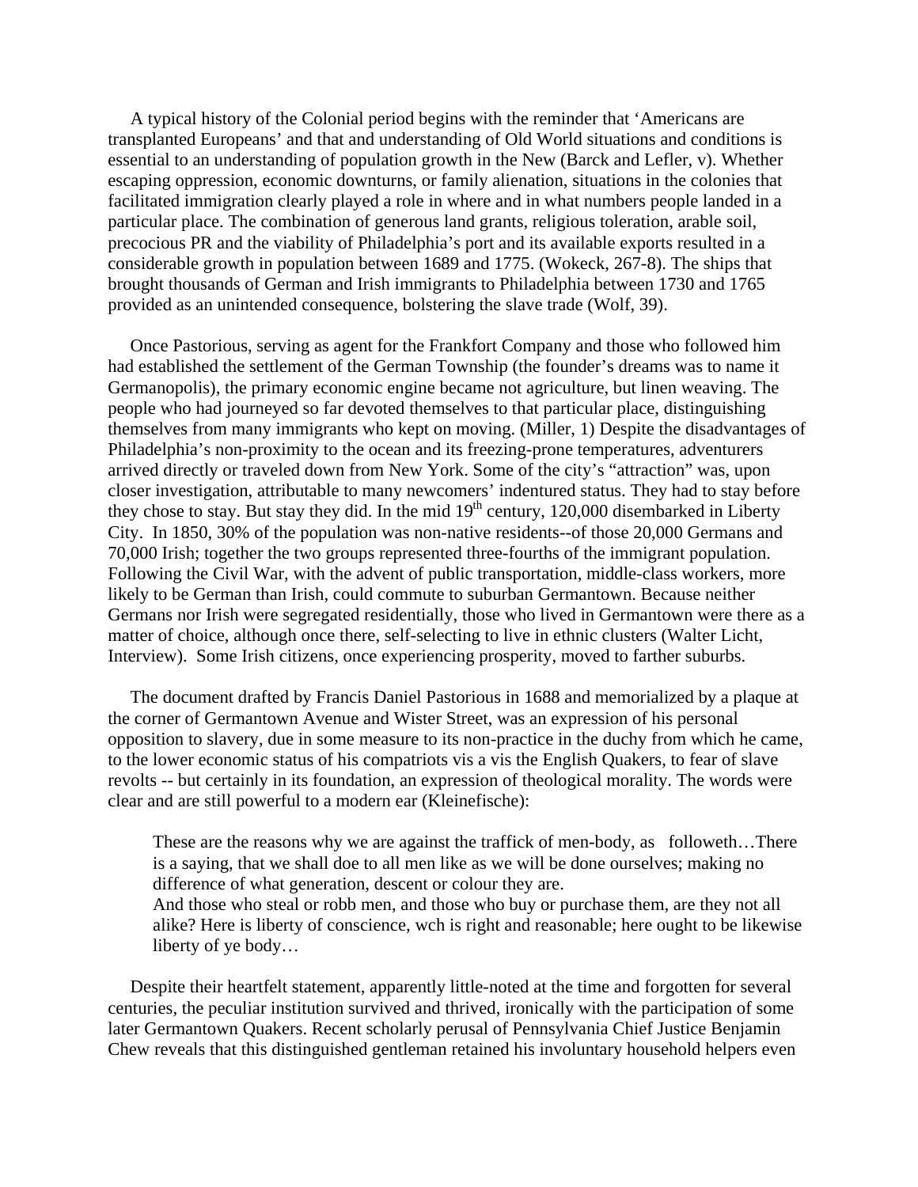A typical history of the Colonial period begins with the reminder that 'Americans are transplanted Europeans' and that and understanding of Old World situations and conditions is essential to an understanding of population growth in the New (Barck and Lefler, v). Whether escaping oppression, economic downturns, or family alienation, situations in the colonies that facilitated immigration clearly played a role in where and in what numbers people landed in a particular place. The combination of generous land grants, religious toleration, arable soil, precocious PR and the viability of Philadelphia's port and its available exports resulted in a considerable growth in population between 1689 and 1775. (Wokeck, 267-8). The ships that brought thousands of German and Irish immigrants to Philadelphia between 1730 and 1765 provided as an unintended consequence, bolstering the slave trade (Wolf, 39).

Once Pastorious, serving as agent for the Frankfort Company and those who followed him had established the settlement of the German Township (the founder's dreams was to name it Germanopolis), the primary economic engine became not agriculture, but linen weaving. The people who had journeyed so far devoted themselves to that particular place, distinguishing themselves from many immigrants who kept on moving. (Miller, 1) Despite the disadvantages of Philadelphia's non-proximity to the ocean and its freezing-prone temperatures, adventurers arrived directly or traveled down from New York. Some of the city's "attraction" was, upon closer investigation, attributable to many newcomers' indentured status. They had to stay before they chose to stay. But stay they did. In the mid 19th century, 120,000 disembarked in Liberty City. In 1850, 30% of the population was non-native residents--of those 20,000 Germans and 70,000 Irish; together the two groups represented three-fourths of the immigrant population. Following the Civil War, with the advent of public transportation, middle-class workers, more likely to be German than Irish, could commute to suburban Germantown. Because neither Germans nor Irish were segregated residentially, those who lived in Germantown were there as a matter of choice, although once there, self-selecting to live in ethnic clusters (Walter Licht, Interview). Some Irish citizens, once experiencing prosperity, moved to farther suburbs.

The document drafted by Francis Daniel Pastorious in 1688 and memorialized by a plaque at the corner of Germantown Avenue and Wister Street, was an expression of his personal opposition to slavery, due in some measure to its non-practice in the duchy from which he came, to the lower economic status of his compatriots vis a vis the English Quakers, to fear of slave revolts -- but certainly in its foundation, an expression of theological morality. The words were clear and are still powerful to a modern ear (Kleinefische):

> These are the reasons why we are against the traffick of men-body, as followeth…There is a saying, that we shall doe to all men like as we will be done ourselves; making no difference of what generation, descent or colour they are.
> And those who steal or robb men, and those who buy or purchase them, are they not all alike? Here is liberty of conscience, wch is right and reasonable; here ought to be likewise liberty of ye body…

Despite their heartfelt statement, apparently little-noted at the time and forgotten for several centuries, the peculiar institution survived and thrived, ironically with the participation of some later Germantown Quakers. Recent scholarly perusal of Pennsylvania Chief Justice Benjamin Chew reveals that this distinguished gentleman retained his involuntary household helpers even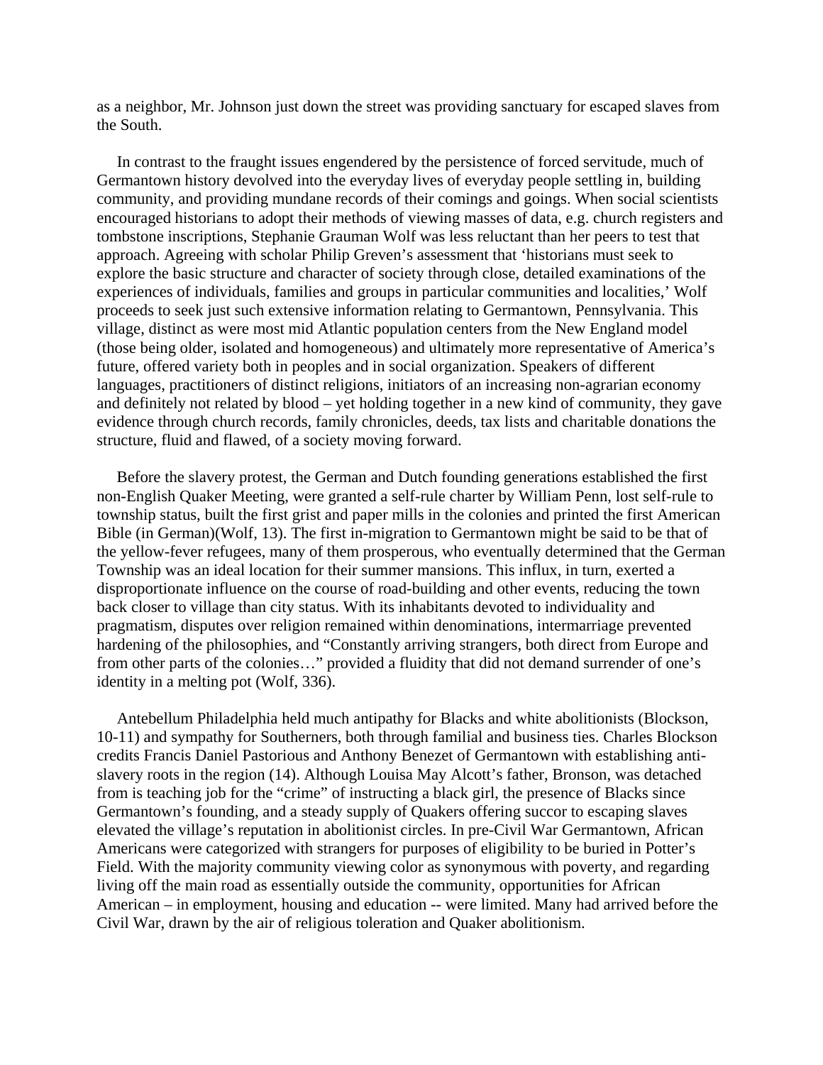as a neighbor, Mr. Johnson just down the street was providing sanctuary for escaped slaves from the South.

In contrast to the fraught issues engendered by the persistence of forced servitude, much of Germantown history devolved into the everyday lives of everyday people settling in, building community, and providing mundane records of their comings and goings. When social scientists encouraged historians to adopt their methods of viewing masses of data, e.g. church registers and tombstone inscriptions, Stephanie Grauman Wolf was less reluctant than her peers to test that approach. Agreeing with scholar Philip Greven's assessment that 'historians must seek to explore the basic structure and character of society through close, detailed examinations of the experiences of individuals, families and groups in particular communities and localities,' Wolf proceeds to seek just such extensive information relating to Germantown, Pennsylvania. This village, distinct as were most mid Atlantic population centers from the New England model (those being older, isolated and homogeneous) and ultimately more representative of America's future, offered variety both in peoples and in social organization. Speakers of different languages, practitioners of distinct religions, initiators of an increasing non-agrarian economy and definitely not related by blood – yet holding together in a new kind of community, they gave evidence through church records, family chronicles, deeds, tax lists and charitable donations the structure, fluid and flawed, of a society moving forward.

Before the slavery protest, the German and Dutch founding generations established the first non-English Quaker Meeting, were granted a self-rule charter by William Penn, lost self-rule to township status, built the first grist and paper mills in the colonies and printed the first American Bible (in German)(Wolf, 13). The first in-migration to Germantown might be said to be that of the yellow-fever refugees, many of them prosperous, who eventually determined that the German Township was an ideal location for their summer mansions. This influx, in turn, exerted a disproportionate influence on the course of road-building and other events, reducing the town back closer to village than city status. With its inhabitants devoted to individuality and pragmatism, disputes over religion remained within denominations, intermarriage prevented hardening of the philosophies, and "Constantly arriving strangers, both direct from Europe and from other parts of the colonies…" provided a fluidity that did not demand surrender of one's identity in a melting pot (Wolf, 336).

Antebellum Philadelphia held much antipathy for Blacks and white abolitionists (Blockson, 10-11) and sympathy for Southerners, both through familial and business ties. Charles Blockson credits Francis Daniel Pastorious and Anthony Benezet of Germantown with establishing anti-slavery roots in the region (14). Although Louisa May Alcott's father, Bronson, was detached from is teaching job for the "crime" of instructing a black girl, the presence of Blacks since Germantown's founding, and a steady supply of Quakers offering succor to escaping slaves elevated the village's reputation in abolitionist circles. In pre-Civil War Germantown, African Americans were categorized with strangers for purposes of eligibility to be buried in Potter's Field. With the majority community viewing color as synonymous with poverty, and regarding living off the main road as essentially outside the community, opportunities for African American – in employment, housing and education -- were limited. Many had arrived before the Civil War, drawn by the air of religious toleration and Quaker abolitionism.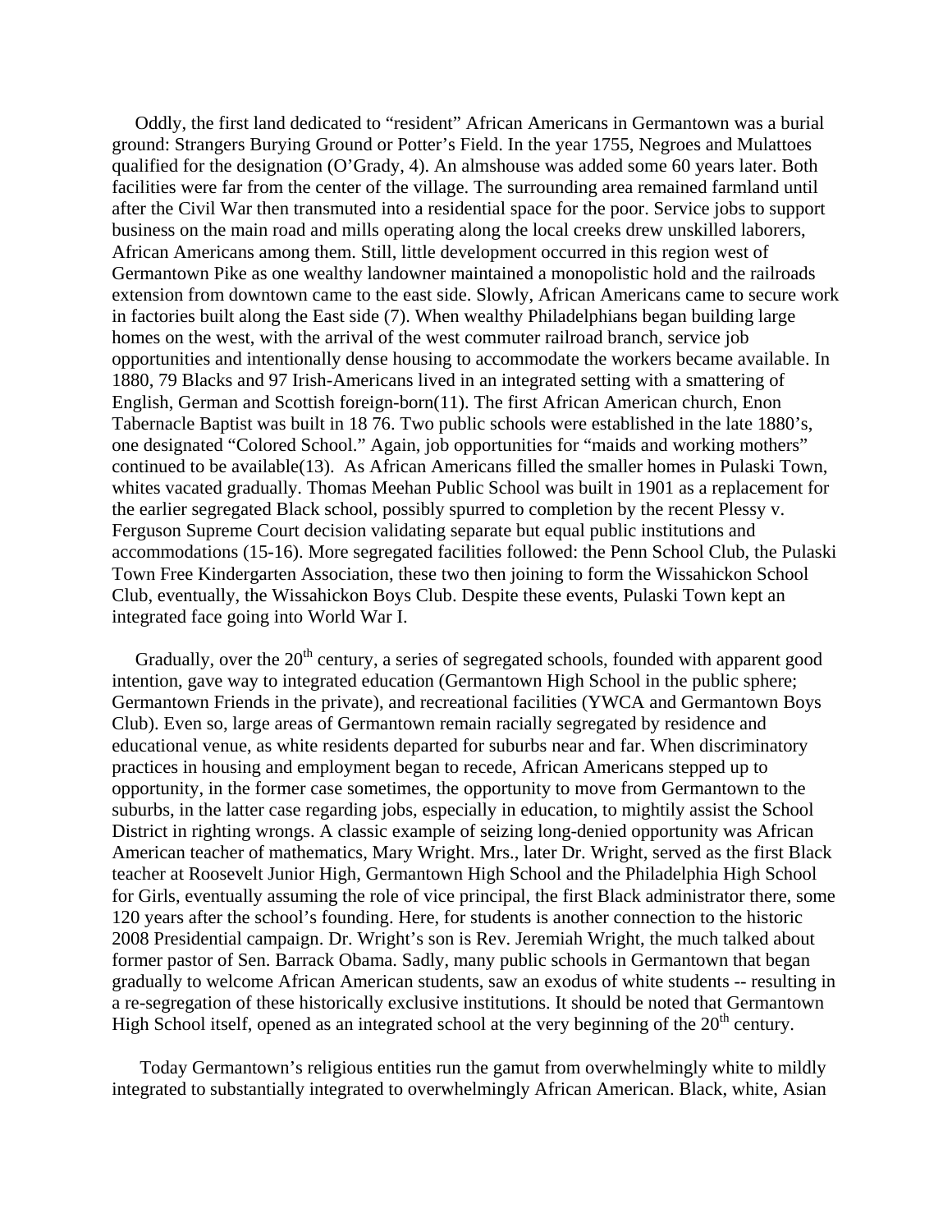Oddly, the first land dedicated to "resident" African Americans in Germantown was a burial ground: Strangers Burying Ground or Potter's Field. In the year 1755, Negroes and Mulattoes qualified for the designation (O'Grady, 4). An almshouse was added some 60 years later. Both facilities were far from the center of the village. The surrounding area remained farmland until after the Civil War then transmuted into a residential space for the poor. Service jobs to support business on the main road and mills operating along the local creeks drew unskilled laborers, African Americans among them. Still, little development occurred in this region west of Germantown Pike as one wealthy landowner maintained a monopolistic hold and the railroads extension from downtown came to the east side. Slowly, African Americans came to secure work in factories built along the East side (7). When wealthy Philadelphians began building large homes on the west, with the arrival of the west commuter railroad branch, service job opportunities and intentionally dense housing to accommodate the workers became available. In 1880, 79 Blacks and 97 Irish-Americans lived in an integrated setting with a smattering of English, German and Scottish foreign-born(11). The first African American church, Enon Tabernacle Baptist was built in 18 76. Two public schools were established in the late 1880's, one designated "Colored School." Again, job opportunities for "maids and working mothers" continued to be available(13). As African Americans filled the smaller homes in Pulaski Town, whites vacated gradually. Thomas Meehan Public School was built in 1901 as a replacement for the earlier segregated Black school, possibly spurred to completion by the recent Plessy v. Ferguson Supreme Court decision validating separate but equal public institutions and accommodations (15-16). More segregated facilities followed: the Penn School Club, the Pulaski Town Free Kindergarten Association, these two then joining to form the Wissahickon School Club, eventually, the Wissahickon Boys Club. Despite these events, Pulaski Town kept an integrated face going into World War I.

Gradually, over the 20th century, a series of segregated schools, founded with apparent good intention, gave way to integrated education (Germantown High School in the public sphere; Germantown Friends in the private), and recreational facilities (YWCA and Germantown Boys Club). Even so, large areas of Germantown remain racially segregated by residence and educational venue, as white residents departed for suburbs near and far. When discriminatory practices in housing and employment began to recede, African Americans stepped up to opportunity, in the former case sometimes, the opportunity to move from Germantown to the suburbs, in the latter case regarding jobs, especially in education, to mightily assist the School District in righting wrongs. A classic example of seizing long-denied opportunity was African American teacher of mathematics, Mary Wright. Mrs., later Dr. Wright, served as the first Black teacher at Roosevelt Junior High, Germantown High School and the Philadelphia High School for Girls, eventually assuming the role of vice principal, the first Black administrator there, some 120 years after the school's founding. Here, for students is another connection to the historic 2008 Presidential campaign. Dr. Wright's son is Rev. Jeremiah Wright, the much talked about former pastor of Sen. Barrack Obama. Sadly, many public schools in Germantown that began gradually to welcome African American students, saw an exodus of white students -- resulting in a re-segregation of these historically exclusive institutions. It should be noted that Germantown High School itself, opened as an integrated school at the very beginning of the 20th century.

Today Germantown's religious entities run the gamut from overwhelmingly white to mildly integrated to substantially integrated to overwhelmingly African American. Black, white, Asian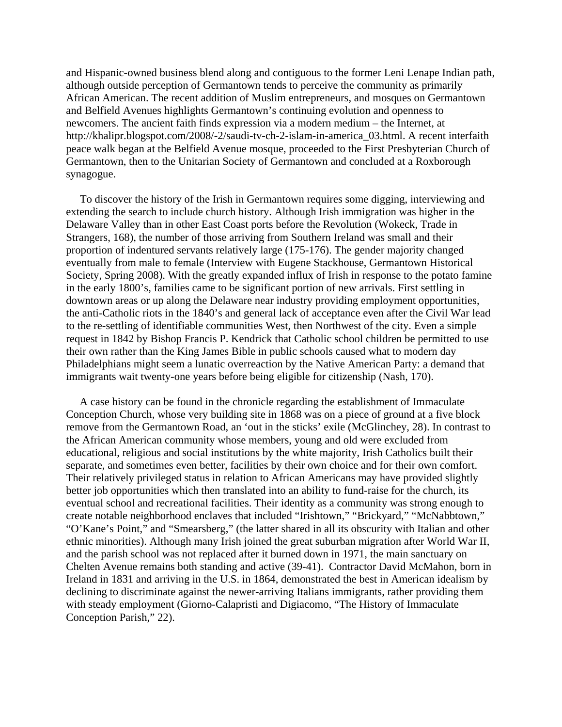and Hispanic-owned business blend along and contiguous to the former Leni Lenape Indian path, although outside perception of Germantown tends to perceive the community as primarily African American. The recent addition of Muslim entrepreneurs, and mosques on Germantown and Belfield Avenues highlights Germantown's continuing evolution and openness to newcomers. The ancient faith finds expression via a modern medium – the Internet, at http://khalipr.blogspot.com/2008/-2/saudi-tv-ch-2-islam-in-america_03.html. A recent interfaith peace walk began at the Belfield Avenue mosque, proceeded to the First Presbyterian Church of Germantown, then to the Unitarian Society of Germantown and concluded at a Roxborough synagogue.

To discover the history of the Irish in Germantown requires some digging, interviewing and extending the search to include church history. Although Irish immigration was higher in the Delaware Valley than in other East Coast ports before the Revolution (Wokeck, Trade in Strangers, 168), the number of those arriving from Southern Ireland was small and their proportion of indentured servants relatively large (175-176). The gender majority changed eventually from male to female (Interview with Eugene Stackhouse, Germantown Historical Society, Spring 2008). With the greatly expanded influx of Irish in response to the potato famine in the early 1800's, families came to be significant portion of new arrivals. First settling in downtown areas or up along the Delaware near industry providing employment opportunities, the anti-Catholic riots in the 1840's and general lack of acceptance even after the Civil War lead to the re-settling of identifiable communities West, then Northwest of the city. Even a simple request in 1842 by Bishop Francis P. Kendrick that Catholic school children be permitted to use their own rather than the King James Bible in public schools caused what to modern day Philadelphians might seem a lunatic overreaction by the Native American Party: a demand that immigrants wait twenty-one years before being eligible for citizenship (Nash, 170).

A case history can be found in the chronicle regarding the establishment of Immaculate Conception Church, whose very building site in 1868 was on a piece of ground at a five block remove from the Germantown Road, an 'out in the sticks' exile (McGlinchey, 28). In contrast to the African American community whose members, young and old were excluded from educational, religious and social institutions by the white majority, Irish Catholics built their separate, and sometimes even better, facilities by their own choice and for their own comfort. Their relatively privileged status in relation to African Americans may have provided slightly better job opportunities which then translated into an ability to fund-raise for the church, its eventual school and recreational facilities. Their identity as a community was strong enough to create notable neighborhood enclaves that included "Irishtown," "Brickyard," "McNabbtown," "O'Kane's Point," and "Smearsberg," (the latter shared in all its obscurity with Italian and other ethnic minorities). Although many Irish joined the great suburban migration after World War II, and the parish school was not replaced after it burned down in 1971, the main sanctuary on Chelten Avenue remains both standing and active (39-41). Contractor David McMahon, born in Ireland in 1831 and arriving in the U.S. in 1864, demonstrated the best in American idealism by declining to discriminate against the newer-arriving Italians immigrants, rather providing them with steady employment (Giorno-Calapristi and Digiacomo, "The History of Immaculate Conception Parish," 22).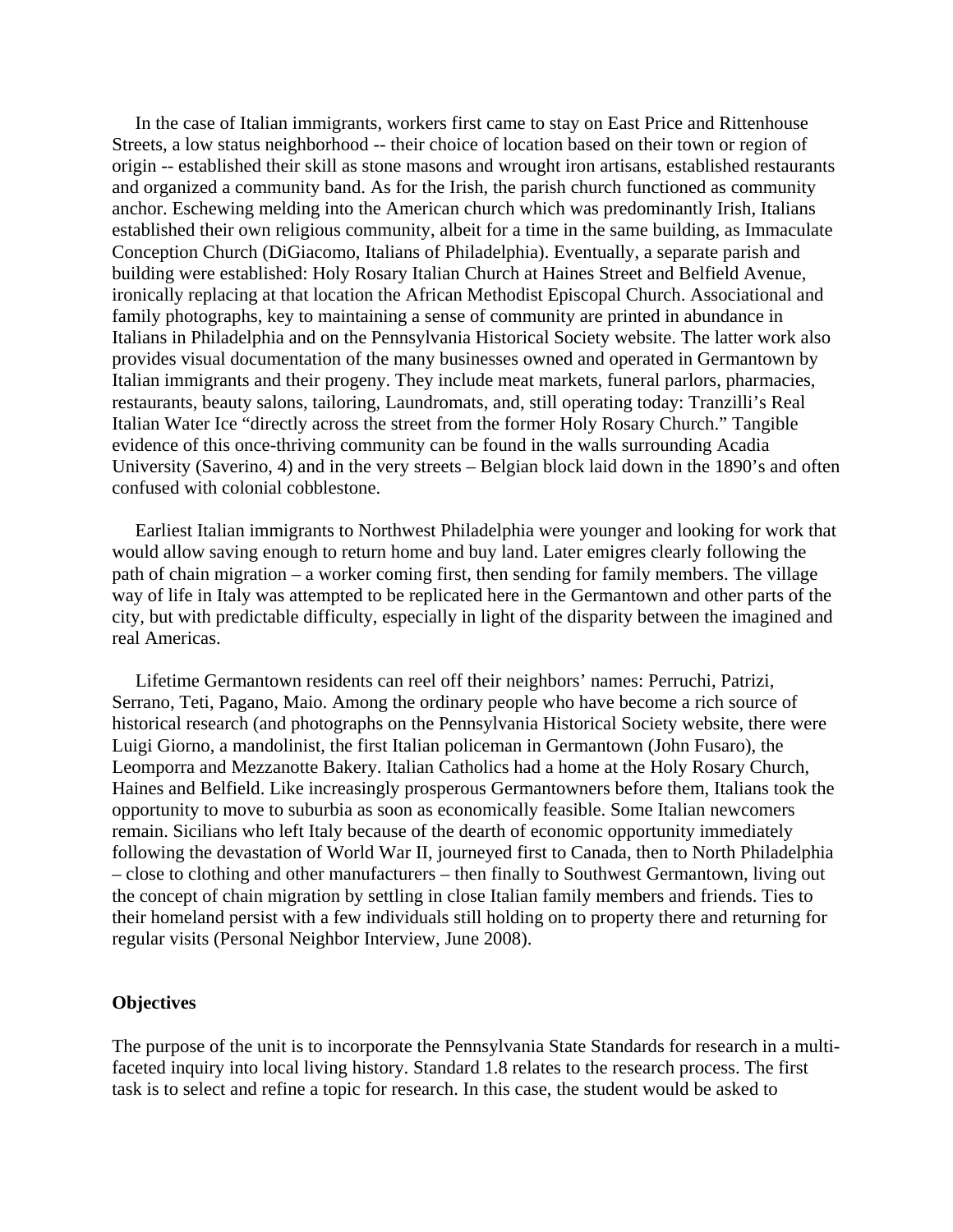In the case of Italian immigrants, workers first came to stay on East Price and Rittenhouse Streets, a low status neighborhood -- their choice of location based on their town or region of origin -- established their skill as stone masons and wrought iron artisans, established restaurants and organized a community band. As for the Irish, the parish church functioned as community anchor. Eschewing melding into the American church which was predominantly Irish, Italians established their own religious community, albeit for a time in the same building, as Immaculate Conception Church (DiGiacomo, Italians of Philadelphia). Eventually, a separate parish and building were established: Holy Rosary Italian Church at Haines Street and Belfield Avenue, ironically replacing at that location the African Methodist Episcopal Church. Associational and family photographs, key to maintaining a sense of community are printed in abundance in Italians in Philadelphia and on the Pennsylvania Historical Society website. The latter work also provides visual documentation of the many businesses owned and operated in Germantown by Italian immigrants and their progeny. They include meat markets, funeral parlors, pharmacies, restaurants, beauty salons, tailoring, Laundromats, and, still operating today: Tranzilli's Real Italian Water Ice "directly across the street from the former Holy Rosary Church." Tangible evidence of this once-thriving community can be found in the walls surrounding Acadia University (Saverino, 4) and in the very streets – Belgian block laid down in the 1890's and often confused with colonial cobblestone.

Earliest Italian immigrants to Northwest Philadelphia were younger and looking for work that would allow saving enough to return home and buy land. Later emigres clearly following the path of chain migration – a worker coming first, then sending for family members. The village way of life in Italy was attempted to be replicated here in the Germantown and other parts of the city, but with predictable difficulty, especially in light of the disparity between the imagined and real Americas.

Lifetime Germantown residents can reel off their neighbors' names: Perruchi, Patrizi, Serrano, Teti, Pagano, Maio. Among the ordinary people who have become a rich source of historical research (and photographs on the Pennsylvania Historical Society website, there were Luigi Giorno, a mandolinist, the first Italian policeman in Germantown (John Fusaro), the Leomporra and Mezzanotte Bakery. Italian Catholics had a home at the Holy Rosary Church, Haines and Belfield. Like increasingly prosperous Germantowners before them, Italians took the opportunity to move to suburbia as soon as economically feasible. Some Italian newcomers remain. Sicilians who left Italy because of the dearth of economic opportunity immediately following the devastation of World War II, journeyed first to Canada, then to North Philadelphia – close to clothing and other manufacturers – then finally to Southwest Germantown, living out the concept of chain migration by settling in close Italian family members and friends. Ties to their homeland persist with a few individuals still holding on to property there and returning for regular visits (Personal Neighbor Interview, June 2008).

**Objectives**

The purpose of the unit is to incorporate the Pennsylvania State Standards for research in a multi-faceted inquiry into local living history. Standard 1.8 relates to the research process. The first task is to select and refine a topic for research. In this case, the student would be asked to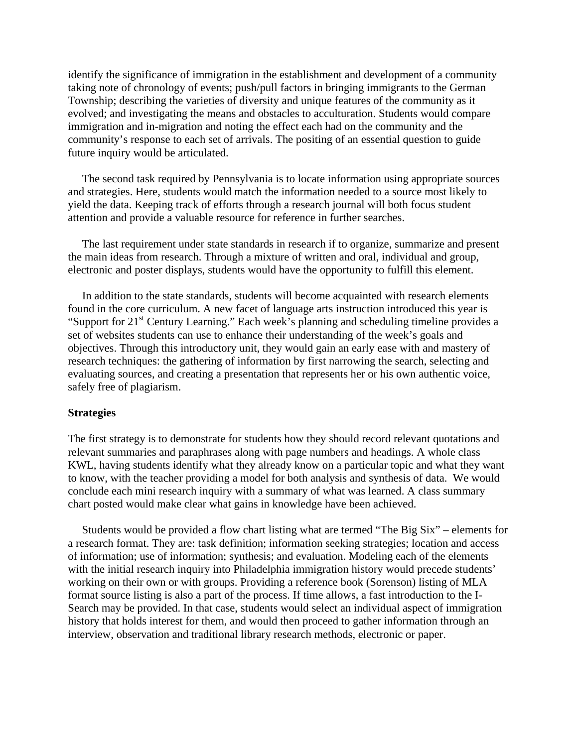identify the significance of immigration in the establishment and development of a community taking note of chronology of events; push/pull factors in bringing immigrants to the German Township; describing the varieties of diversity and unique features of the community as it evolved; and investigating the means and obstacles to acculturation. Students would compare immigration and in-migration and noting the effect each had on the community and the community's response to each set of arrivals. The positing of an essential question to guide future inquiry would be articulated.

The second task required by Pennsylvania is to locate information using appropriate sources and strategies. Here, students would match the information needed to a source most likely to yield the data. Keeping track of efforts through a research journal will both focus student attention and provide a valuable resource for reference in further searches.

The last requirement under state standards in research if to organize, summarize and present the main ideas from research. Through a mixture of written and oral, individual and group, electronic and poster displays, students would have the opportunity to fulfill this element.

In addition to the state standards, students will become acquainted with research elements found in the core curriculum. A new facet of language arts instruction introduced this year is "Support for 21st Century Learning." Each week's planning and scheduling timeline provides a set of websites students can use to enhance their understanding of the week's goals and objectives. Through this introductory unit, they would gain an early ease with and mastery of research techniques: the gathering of information by first narrowing the search, selecting and evaluating sources, and creating a presentation that represents her or his own authentic voice, safely free of plagiarism.

**Strategies**

The first strategy is to demonstrate for students how they should record relevant quotations and relevant summaries and paraphrases along with page numbers and headings. A whole class KWL, having students identify what they already know on a particular topic and what they want to know, with the teacher providing a model for both analysis and synthesis of data. We would conclude each mini research inquiry with a summary of what was learned. A class summary chart posted would make clear what gains in knowledge have been achieved.

Students would be provided a flow chart listing what are termed "The Big Six" – elements for a research format. They are: task definition; information seeking strategies; location and access of information; use of information; synthesis; and evaluation. Modeling each of the elements with the initial research inquiry into Philadelphia immigration history would precede students' working on their own or with groups. Providing a reference book (Sorenson) listing of MLA format source listing is also a part of the process. If time allows, a fast introduction to the I-Search may be provided. In that case, students would select an individual aspect of immigration history that holds interest for them, and would then proceed to gather information through an interview, observation and traditional library research methods, electronic or paper.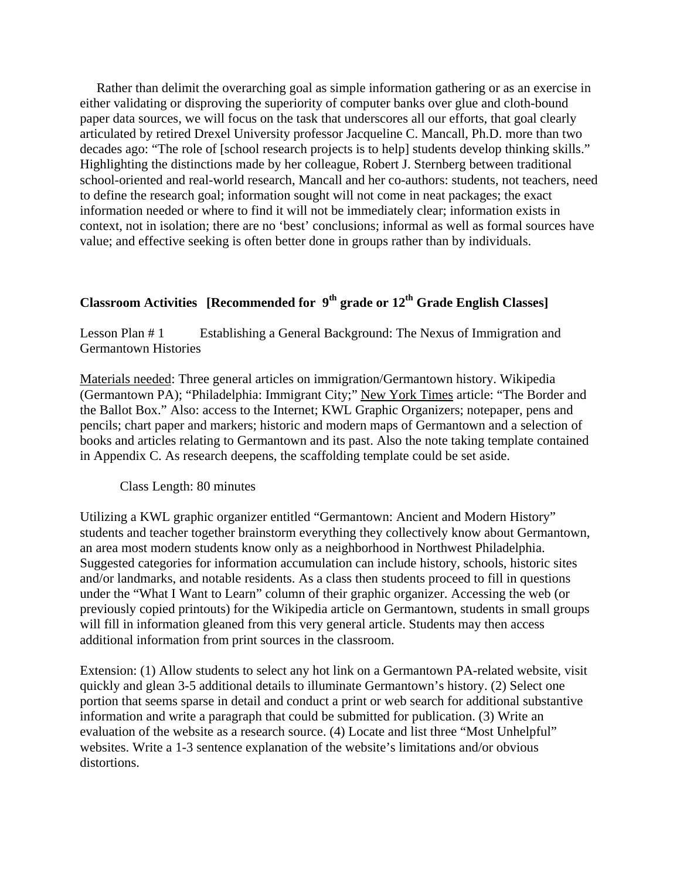Rather than delimit the overarching goal as simple information gathering or as an exercise in either validating or disproving the superiority of computer banks over glue and cloth-bound paper data sources, we will focus on the task that underscores all our efforts, that goal clearly articulated by retired Drexel University professor Jacqueline C. Mancall, Ph.D. more than two decades ago: "The role of [school research projects is to help] students develop thinking skills." Highlighting the distinctions made by her colleague, Robert J. Sternberg between traditional school-oriented and real-world research, Mancall and her co-authors: students, not teachers, need to define the research goal; information sought will not come in neat packages; the exact information needed or where to find it will not be immediately clear; information exists in context, not in isolation; there are no 'best' conclusions; informal as well as formal sources have value; and effective seeking is often better done in groups rather than by individuals.

## Classroom Activities [Recommended for 9th grade or 12th Grade English Classes]

Lesson Plan # 1 Establishing a General Background: The Nexus of Immigration and Germantown Histories

<u>Materials needed</u>: Three general articles on immigration/Germantown history. Wikipedia (Germantown PA); "Philadelphia: Immigrant City;" <u>New York Times</u> article: "The Border and the Ballot Box." Also: access to the Internet; KWL Graphic Organizers; notepaper, pens and pencils; chart paper and markers; historic and modern maps of Germantown and a selection of books and articles relating to Germantown and its past. Also the note taking template contained in Appendix C. As research deepens, the scaffolding template could be set aside.

Class Length: 80 minutes

Utilizing a KWL graphic organizer entitled "Germantown: Ancient and Modern History" students and teacher together brainstorm everything they collectively know about Germantown, an area most modern students know only as a neighborhood in Northwest Philadelphia. Suggested categories for information accumulation can include history, schools, historic sites and/or landmarks, and notable residents. As a class then students proceed to fill in questions under the "What I Want to Learn" column of their graphic organizer. Accessing the web (or previously copied printouts) for the Wikipedia article on Germantown, students in small groups will fill in information gleaned from this very general article. Students may then access additional information from print sources in the classroom.

Extension: (1) Allow students to select any hot link on a Germantown PA-related website, visit quickly and glean 3-5 additional details to illuminate Germantown's history. (2) Select one portion that seems sparse in detail and conduct a print or web search for additional substantive information and write a paragraph that could be submitted for publication. (3) Write an evaluation of the website as a research source. (4) Locate and list three "Most Unhelpful" websites. Write a 1-3 sentence explanation of the website's limitations and/or obvious distortions.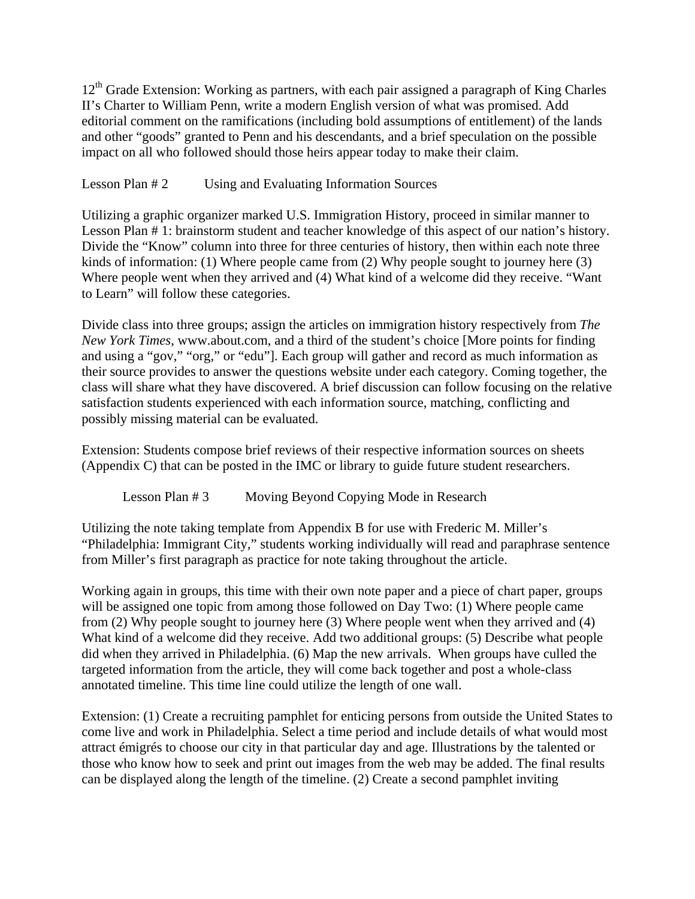12th Grade Extension: Working as partners, with each pair assigned a paragraph of King Charles II's Charter to William Penn, write a modern English version of what was promised. Add editorial comment on the ramifications (including bold assumptions of entitlement) of the lands and other "goods" granted to Penn and his descendants, and a brief speculation on the possible impact on all who followed should those heirs appear today to make their claim.

## Lesson Plan # 2 Using and Evaluating Information Sources

Utilizing a graphic organizer marked U.S. Immigration History, proceed in similar manner to Lesson Plan # 1: brainstorm student and teacher knowledge of this aspect of our nation's history. Divide the "Know" column into three for three centuries of history, then within each note three kinds of information: (1) Where people came from (2) Why people sought to journey here (3) Where people went when they arrived and (4) What kind of a welcome did they receive. "Want to Learn" will follow these categories.

Divide class into three groups; assign the articles on immigration history respectively from *The New York Times*, www.about.com, and a third of the student's choice [More points for finding and using a "gov," "org," or "edu"]. Each group will gather and record as much information as their source provides to answer the questions website under each category. Coming together, the class will share what they have discovered. A brief discussion can follow focusing on the relative satisfaction students experienced with each information source, matching, conflicting and possibly missing material can be evaluated.

Extension: Students compose brief reviews of their respective information sources on sheets (Appendix C) that can be posted in the IMC or library to guide future student researchers.

## Lesson Plan # 3 Moving Beyond Copying Mode in Research

Utilizing the note taking template from Appendix B for use with Frederic M. Miller's "Philadelphia: Immigrant City," students working individually will read and paraphrase sentence from Miller's first paragraph as practice for note taking throughout the article.

Working again in groups, this time with their own note paper and a piece of chart paper, groups will be assigned one topic from among those followed on Day Two: (1) Where people came from (2) Why people sought to journey here (3) Where people went when they arrived and (4) What kind of a welcome did they receive. Add two additional groups: (5) Describe what people did when they arrived in Philadelphia. (6) Map the new arrivals. When groups have culled the targeted information from the article, they will come back together and post a whole-class annotated timeline. This time line could utilize the length of one wall.

Extension: (1) Create a recruiting pamphlet for enticing persons from outside the United States to come live and work in Philadelphia. Select a time period and include details of what would most attract émigrés to choose our city in that particular day and age. Illustrations by the talented or those who know how to seek and print out images from the web may be added. The final results can be displayed along the length of the timeline. (2) Create a second pamphlet inviting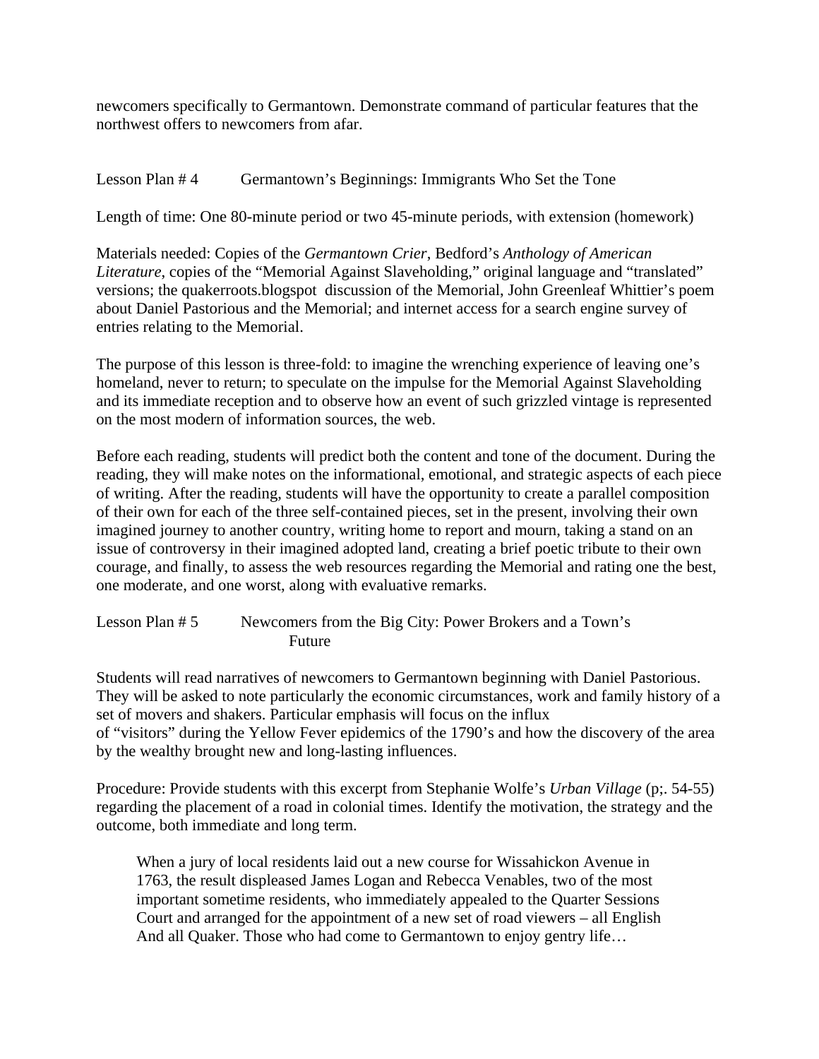newcomers specifically to Germantown. Demonstrate command of particular features that the northwest offers to newcomers from afar.

Lesson Plan # 4 Germantown's Beginnings: Immigrants Who Set the Tone

Length of time: One 80-minute period or two 45-minute periods, with extension (homework)

Materials needed: Copies of the *Germantown Crier*, Bedford's *Anthology of American Literature*, copies of the "Memorial Against Slaveholding," original language and "translated" versions; the quakerroots.blogspot discussion of the Memorial, John Greenleaf Whittier's poem about Daniel Pastorious and the Memorial; and internet access for a search engine survey of entries relating to the Memorial.

The purpose of this lesson is three-fold: to imagine the wrenching experience of leaving one's homeland, never to return; to speculate on the impulse for the Memorial Against Slaveholding and its immediate reception and to observe how an event of such grizzled vintage is represented on the most modern of information sources, the web.

Before each reading, students will predict both the content and tone of the document. During the reading, they will make notes on the informational, emotional, and strategic aspects of each piece of writing. After the reading, students will have the opportunity to create a parallel composition of their own for each of the three self-contained pieces, set in the present, involving their own imagined journey to another country, writing home to report and mourn, taking a stand on an issue of controversy in their imagined adopted land, creating a brief poetic tribute to their own courage, and finally, to assess the web resources regarding the Memorial and rating one the best, one moderate, and one worst, along with evaluative remarks.

Lesson Plan # 5 Newcomers from the Big City: Power Brokers and a Town's Future

Students will read narratives of newcomers to Germantown beginning with Daniel Pastorious. They will be asked to note particularly the economic circumstances, work and family history of a set of movers and shakers. Particular emphasis will focus on the influx of "visitors" during the Yellow Fever epidemics of the 1790's and how the discovery of the area by the wealthy brought new and long-lasting influences.

Procedure: Provide students with this excerpt from Stephanie Wolfe's *Urban Village* (p;. 54-55) regarding the placement of a road in colonial times. Identify the motivation, the strategy and the outcome, both immediate and long term.

> When a jury of local residents laid out a new course for Wissahickon Avenue in 1763, the result displeased James Logan and Rebecca Venables, two of the most important sometime residents, who immediately appealed to the Quarter Sessions Court and arranged for the appointment of a new set of road viewers – all English And all Quaker. Those who had come to Germantown to enjoy gentry life…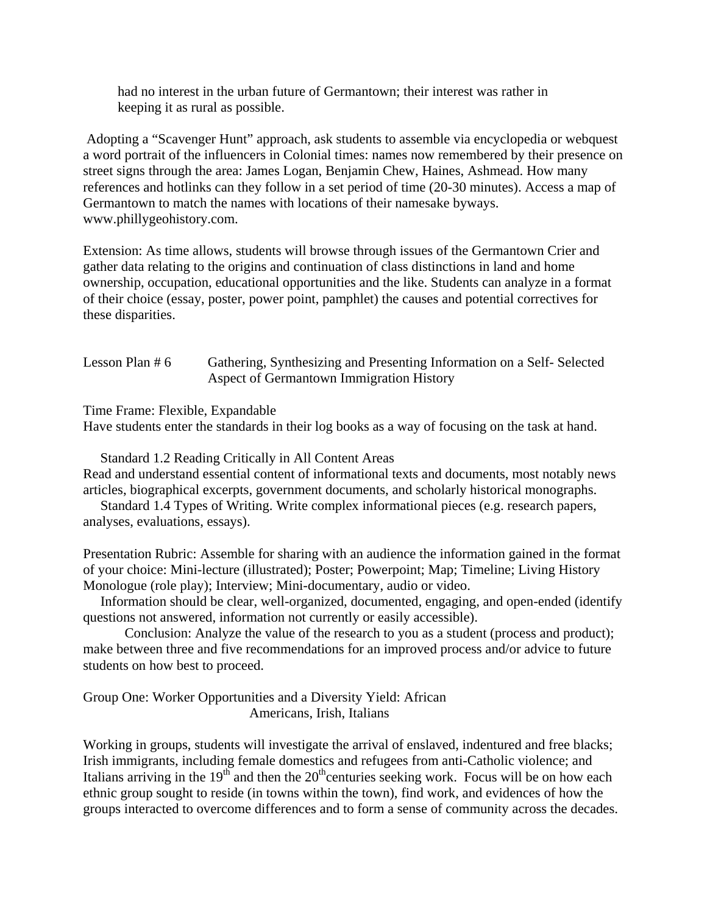had no interest in the urban future of Germantown; their interest was rather in keeping it as rural as possible.

Adopting a "Scavenger Hunt" approach, ask students to assemble via encyclopedia or webquest a word portrait of the influencers in Colonial times: names now remembered by their presence on street signs through the area: James Logan, Benjamin Chew, Haines, Ashmead. How many references and hotlinks can they follow in a set period of time (20-30 minutes). Access a map of Germantown to match the names with locations of their namesake byways. www.phillygeohistory.com.

Extension: As time allows, students will browse through issues of the Germantown Crier and gather data relating to the origins and continuation of class distinctions in land and home ownership, occupation, educational opportunities and the like. Students can analyze in a format of their choice (essay, poster, power point, pamphlet) the causes and potential correctives for these disparities.

## Lesson Plan # 6 Gathering, Synthesizing and Presenting Information on a Self- Selected Aspect of Germantown Immigration History

Time Frame: Flexible, Expandable

Have students enter the standards in their log books as a way of focusing on the task at hand.

Standard 1.2 Reading Critically in All Content Areas
Read and understand essential content of informational texts and documents, most notably news articles, biographical excerpts, government documents, and scholarly historical monographs.

Standard 1.4 Types of Writing. Write complex informational pieces (e.g. research papers, analyses, evaluations, essays).

Presentation Rubric: Assemble for sharing with an audience the information gained in the format of your choice: Mini-lecture (illustrated); Poster; Powerpoint; Map; Timeline; Living History Monologue (role play); Interview; Mini-documentary, audio or video.

Information should be clear, well-organized, documented, engaging, and open-ended (identify questions not answered, information not currently or easily accessible).

Conclusion: Analyze the value of the research to you as a student (process and product); make between three and five recommendations for an improved process and/or advice to future students on how best to proceed.

### Group One: Worker Opportunities and a Diversity Yield: African Americans, Irish, Italians

Working in groups, students will investigate the arrival of enslaved, indentured and free blacks; Irish immigrants, including female domestics and refugees from anti-Catholic violence; and Italians arriving in the 19th and then the 20th centuries seeking work. Focus will be on how each ethnic group sought to reside (in towns within the town), find work, and evidences of how the groups interacted to overcome differences and to form a sense of community across the decades.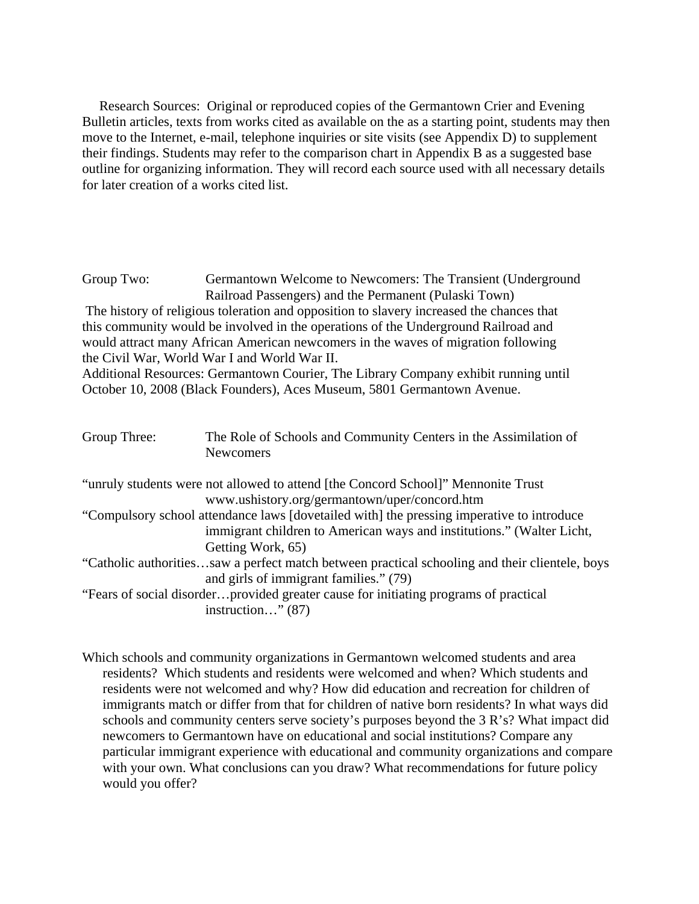Research Sources: Original or reproduced copies of the Germantown Crier and Evening Bulletin articles, texts from works cited as available on the as a starting point, students may then move to the Internet, e-mail, telephone inquiries or site visits (see Appendix D) to supplement their findings. Students may refer to the comparison chart in Appendix B as a suggested base outline for organizing information. They will record each source used with all necessary details for later creation of a works cited list.

Group Two: Germantown Welcome to Newcomers: The Transient (Underground Railroad Passengers) and the Permanent (Pulaski Town)

The history of religious toleration and opposition to slavery increased the chances that this community would be involved in the operations of the Underground Railroad and would attract many African American newcomers in the waves of migration following the Civil War, World War I and World War II.

Additional Resources: Germantown Courier, The Library Company exhibit running until October 10, 2008 (Black Founders), Aces Museum, 5801 Germantown Avenue.

Group Three: The Role of Schools and Community Centers in the Assimilation of Newcomers

"unruly students were not allowed to attend [the Concord School]" Mennonite Trust www.ushistory.org/germantown/uper/concord.htm

"Compulsory school attendance laws [dovetailed with] the pressing imperative to introduce immigrant children to American ways and institutions." (Walter Licht, Getting Work, 65)

"Catholic authorities…saw a perfect match between practical schooling and their clientele, boys and girls of immigrant families." (79)

"Fears of social disorder…provided greater cause for initiating programs of practical instruction…" (87)

Which schools and community organizations in Germantown welcomed students and area residents? Which students and residents were welcomed and when? Which students and residents were not welcomed and why? How did education and recreation for children of immigrants match or differ from that for children of native born residents? In what ways did schools and community centers serve society's purposes beyond the 3 R's? What impact did newcomers to Germantown have on educational and social institutions? Compare any particular immigrant experience with educational and community organizations and compare with your own. What conclusions can you draw? What recommendations for future policy would you offer?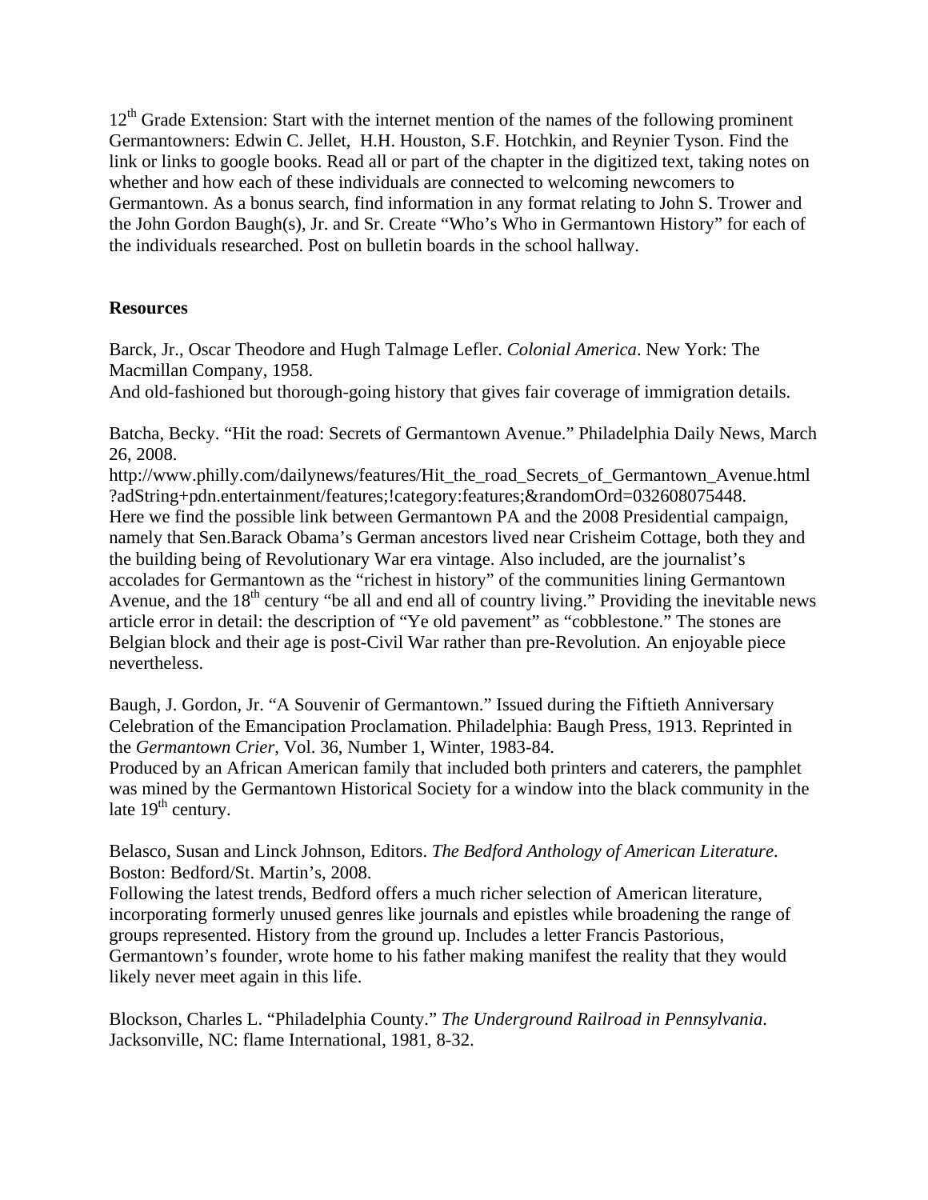12th Grade Extension: Start with the internet mention of the names of the following prominent Germantowners: Edwin C. Jellet, H.H. Houston, S.F. Hotchkin, and Reynier Tyson. Find the link or links to google books. Read all or part of the chapter in the digitized text, taking notes on whether and how each of these individuals are connected to welcoming newcomers to Germantown. As a bonus search, find information in any format relating to John S. Trower and the John Gordon Baugh(s), Jr. and Sr. Create "Who's Who in Germantown History" for each of the individuals researched. Post on bulletin boards in the school hallway.

**Resources**

Barck, Jr., Oscar Theodore and Hugh Talmage Lefler. *Colonial America*. New York: The Macmillan Company, 1958.
And old-fashioned but thorough-going history that gives fair coverage of immigration details.

Batcha, Becky. "Hit the road: Secrets of Germantown Avenue." Philadelphia Daily News, March 26, 2008.
http://www.philly.com/dailynews/features/Hit_the_road_Secrets_of_Germantown_Avenue.html?adString+pdn.entertainment/features;!category:features;&randomOrd=032608075448.
Here we find the possible link between Germantown PA and the 2008 Presidential campaign, namely that Sen.Barack Obama's German ancestors lived near Crisheim Cottage, both they and the building being of Revolutionary War era vintage. Also included, are the journalist's accolades for Germantown as the "richest in history" of the communities lining Germantown Avenue, and the 18th century "be all and end all of country living." Providing the inevitable news article error in detail: the description of "Ye old pavement" as "cobblestone." The stones are Belgian block and their age is post-Civil War rather than pre-Revolution. An enjoyable piece nevertheless.

Baugh, J. Gordon, Jr. "A Souvenir of Germantown." Issued during the Fiftieth Anniversary Celebration of the Emancipation Proclamation. Philadelphia: Baugh Press, 1913. Reprinted in the *Germantown Crier*, Vol. 36, Number 1, Winter, 1983-84.
Produced by an African American family that included both printers and caterers, the pamphlet was mined by the Germantown Historical Society for a window into the black community in the late 19th century.

Belasco, Susan and Linck Johnson, Editors. *The Bedford Anthology of American Literature*. Boston: Bedford/St. Martin's, 2008.
Following the latest trends, Bedford offers a much richer selection of American literature, incorporating formerly unused genres like journals and epistles while broadening the range of groups represented. History from the ground up. Includes a letter Francis Pastorious, Germantown's founder, wrote home to his father making manifest the reality that they would likely never meet again in this life.

Blockson, Charles L. "Philadelphia County." *The Underground Railroad in Pennsylvania*. Jacksonville, NC: flame International, 1981, 8-32.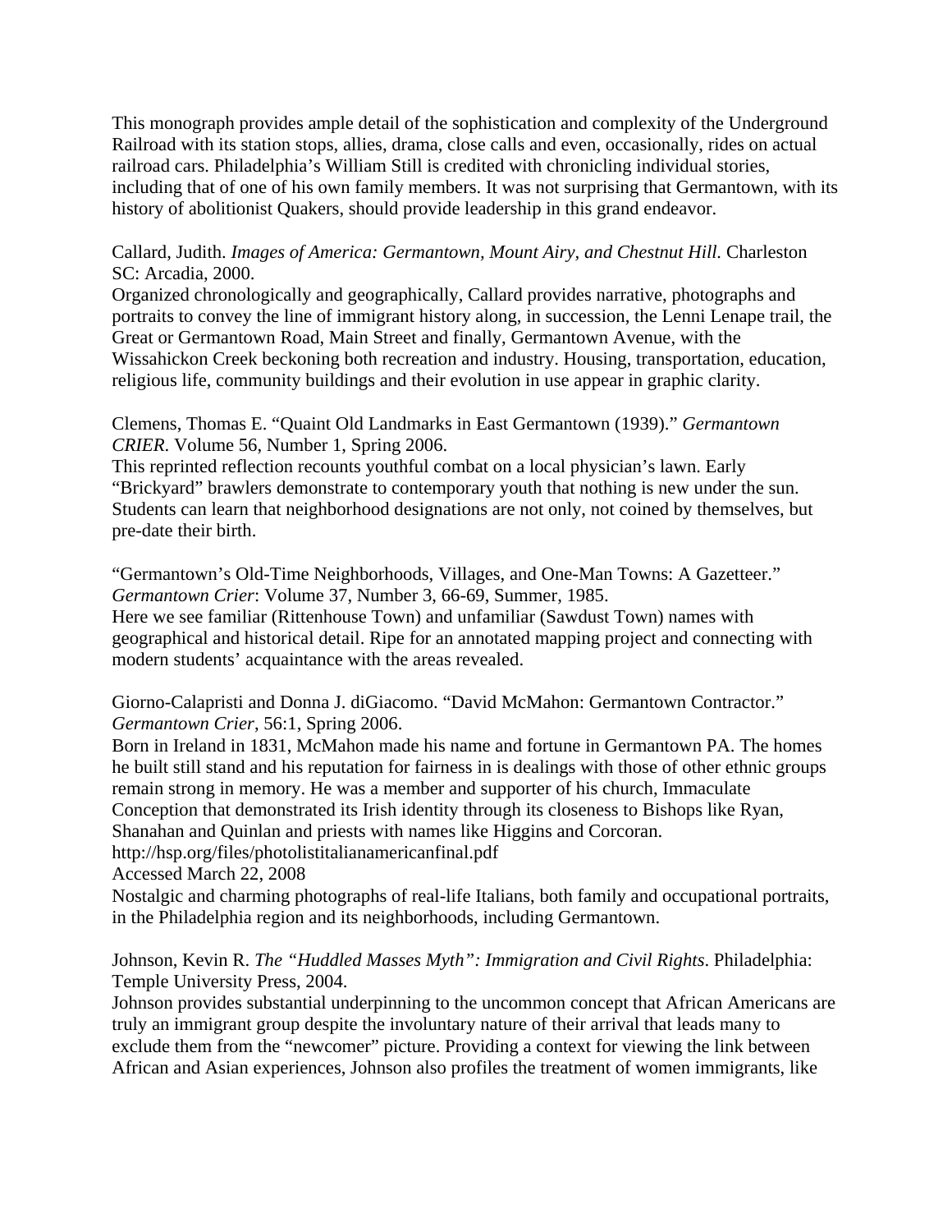This monograph provides ample detail of the sophistication and complexity of the Underground Railroad with its station stops, allies, drama, close calls and even, occasionally, rides on actual railroad cars. Philadelphia's William Still is credited with chronicling individual stories, including that of one of his own family members. It was not surprising that Germantown, with its history of abolitionist Quakers, should provide leadership in this grand endeavor.

Callard, Judith. *Images of America: Germantown, Mount Airy, and Chestnut Hill*. Charleston SC: Arcadia, 2000.
Organized chronologically and geographically, Callard provides narrative, photographs and portraits to convey the line of immigrant history along, in succession, the Lenni Lenape trail, the Great or Germantown Road, Main Street and finally, Germantown Avenue, with the Wissahickon Creek beckoning both recreation and industry. Housing, transportation, education, religious life, community buildings and their evolution in use appear in graphic clarity.

Clemens, Thomas E. "Quaint Old Landmarks in East Germantown (1939)." *Germantown CRIER*. Volume 56, Number 1, Spring 2006.
This reprinted reflection recounts youthful combat on a local physician's lawn. Early "Brickyard" brawlers demonstrate to contemporary youth that nothing is new under the sun. Students can learn that neighborhood designations are not only, not coined by themselves, but pre-date their birth.

"Germantown's Old-Time Neighborhoods, Villages, and One-Man Towns: A Gazetteer." *Germantown Crier*: Volume 37, Number 3, 66-69, Summer, 1985.
Here we see familiar (Rittenhouse Town) and unfamiliar (Sawdust Town) names with geographical and historical detail. Ripe for an annotated mapping project and connecting with modern students' acquaintance with the areas revealed.

Giorno-Calapristi and Donna J. diGiacomo. "David McMahon: Germantown Contractor." *Germantown Crier*, 56:1, Spring 2006.
Born in Ireland in 1831, McMahon made his name and fortune in Germantown PA. The homes he built still stand and his reputation for fairness in is dealings with those of other ethnic groups remain strong in memory. He was a member and supporter of his church, Immaculate Conception that demonstrated its Irish identity through its closeness to Bishops like Ryan, Shanahan and Quinlan and priests with names like Higgins and Corcoran.
http://hsp.org/files/photolistitalianamericanfinal.pdf
Accessed March 22, 2008
Nostalgic and charming photographs of real-life Italians, both family and occupational portraits, in the Philadelphia region and its neighborhoods, including Germantown.

Johnson, Kevin R. *The "Huddled Masses Myth": Immigration and Civil Rights*. Philadelphia: Temple University Press, 2004.
Johnson provides substantial underpinning to the uncommon concept that African Americans are truly an immigrant group despite the involuntary nature of their arrival that leads many to exclude them from the "newcomer" picture. Providing a context for viewing the link between African and Asian experiences, Johnson also profiles the treatment of women immigrants, like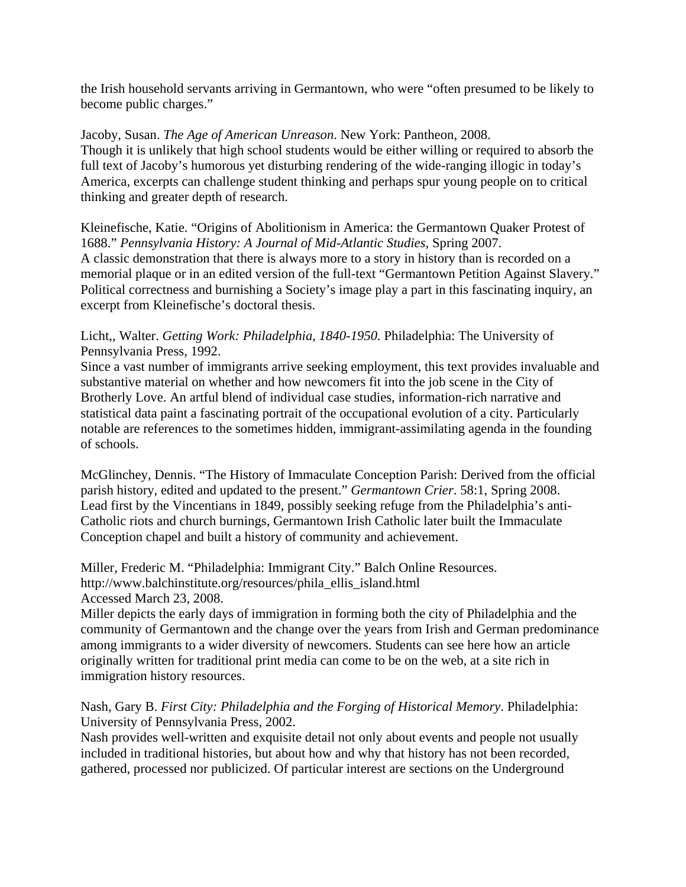the Irish household servants arriving in Germantown, who were "often presumed to be likely to become public charges."

Jacoby, Susan. *The Age of American Unreason*. New York: Pantheon, 2008.
Though it is unlikely that high school students would be either willing or required to absorb the full text of Jacoby's humorous yet disturbing rendering of the wide-ranging illogic in today's America, excerpts can challenge student thinking and perhaps spur young people on to critical thinking and greater depth of research.

Kleinefische, Katie. "Origins of Abolitionism in America: the Germantown Quaker Protest of 1688." *Pennsylvania History: A Journal of Mid-Atlantic Studies*, Spring 2007.
A classic demonstration that there is always more to a story in history than is recorded on a memorial plaque or in an edited version of the full-text "Germantown Petition Against Slavery." Political correctness and burnishing a Society's image play a part in this fascinating inquiry, an excerpt from Kleinefische's doctoral thesis.

Licht,, Walter. *Getting Work: Philadelphia, 1840-1950.* Philadelphia: The University of Pennsylvania Press, 1992.
Since a vast number of immigrants arrive seeking employment, this text provides invaluable and substantive material on whether and how newcomers fit into the job scene in the City of Brotherly Love. An artful blend of individual case studies, information-rich narrative and statistical data paint a fascinating portrait of the occupational evolution of a city. Particularly notable are references to the sometimes hidden, immigrant-assimilating agenda in the founding of schools.

McGlinchey, Dennis. "The History of Immaculate Conception Parish: Derived from the official parish history, edited and updated to the present." *Germantown Crier*. 58:1, Spring 2008.
Lead first by the Vincentians in 1849, possibly seeking refuge from the Philadelphia's anti-Catholic riots and church burnings, Germantown Irish Catholic later built the Immaculate Conception chapel and built a history of community and achievement.

Miller, Frederic M. "Philadelphia: Immigrant City." Balch Online Resources.
http://www.balchinstitute.org/resources/phila_ellis_island.html
Accessed March 23, 2008.
Miller depicts the early days of immigration in forming both the city of Philadelphia and the community of Germantown and the change over the years from Irish and German predominance among immigrants to a wider diversity of newcomers. Students can see here how an article originally written for traditional print media can come to be on the web, at a site rich in immigration history resources.

Nash, Gary B. *First City: Philadelphia and the Forging of Historical Memory*. Philadelphia: University of Pennsylvania Press, 2002.
Nash provides well-written and exquisite detail not only about events and people not usually included in traditional histories, but about how and why that history has not been recorded, gathered, processed nor publicized. Of particular interest are sections on the Underground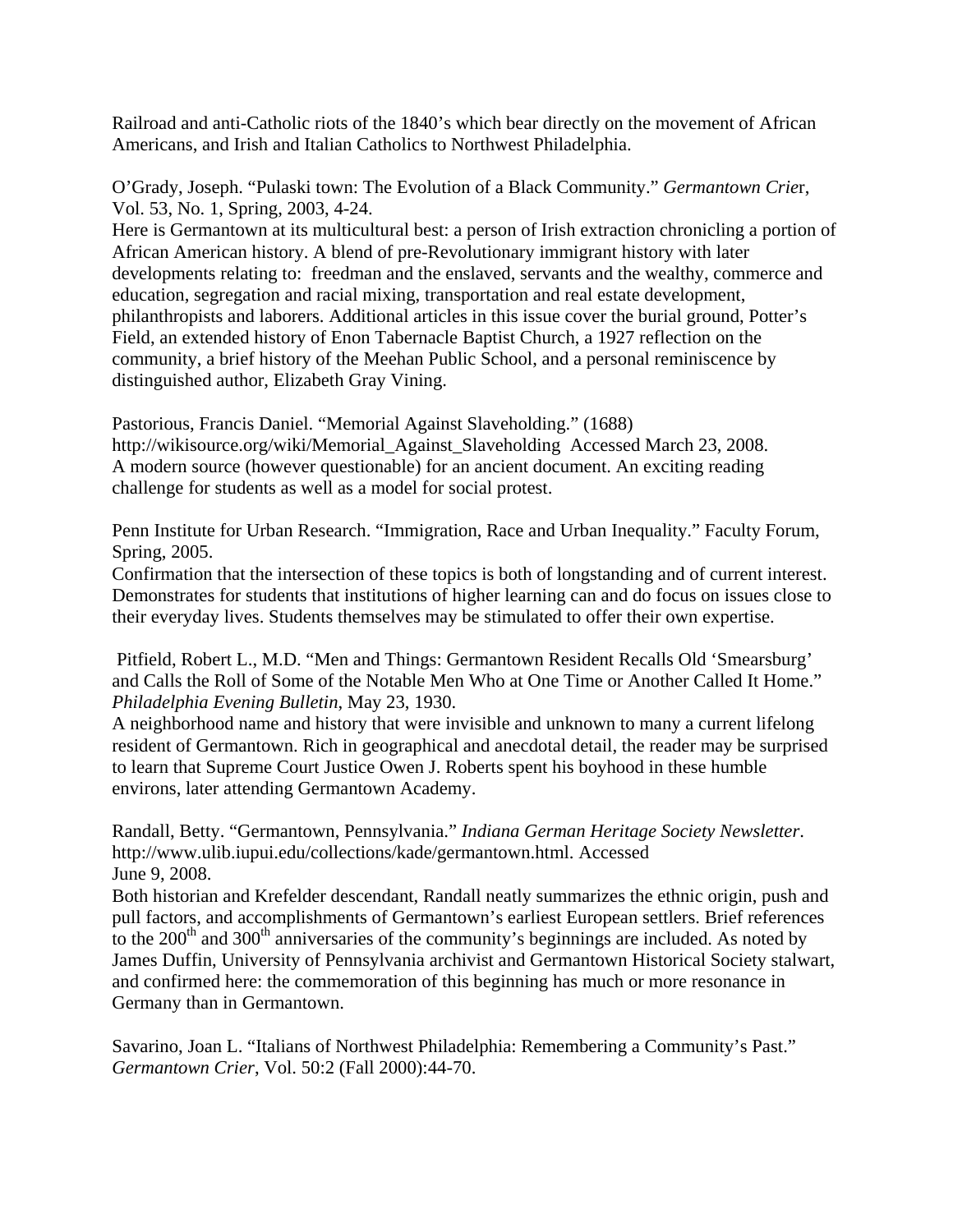Railroad and anti-Catholic riots of the 1840's which bear directly on the movement of African Americans, and Irish and Italian Catholics to Northwest Philadelphia.

O'Grady, Joseph. "Pulaski town: The Evolution of a Black Community." *Germantown Crier*, Vol. 53, No. 1, Spring, 2003, 4-24.
Here is Germantown at its multicultural best: a person of Irish extraction chronicling a portion of African American history. A blend of pre-Revolutionary immigrant history with later developments relating to: freedman and the enslaved, servants and the wealthy, commerce and education, segregation and racial mixing, transportation and real estate development, philanthropists and laborers. Additional articles in this issue cover the burial ground, Potter's Field, an extended history of Enon Tabernacle Baptist Church, a 1927 reflection on the community, a brief history of the Meehan Public School, and a personal reminiscence by distinguished author, Elizabeth Gray Vining.

Pastorious, Francis Daniel. "Memorial Against Slaveholding." (1688)
http://wikisource.org/wiki/Memorial_Against_Slaveholding Accessed March 23, 2008.
A modern source (however questionable) for an ancient document. An exciting reading challenge for students as well as a model for social protest.

Penn Institute for Urban Research. "Immigration, Race and Urban Inequality." Faculty Forum, Spring, 2005.
Confirmation that the intersection of these topics is both of longstanding and of current interest. Demonstrates for students that institutions of higher learning can and do focus on issues close to their everyday lives. Students themselves may be stimulated to offer their own expertise.

Pitfield, Robert L., M.D. "Men and Things: Germantown Resident Recalls Old 'Smearsburg' and Calls the Roll of Some of the Notable Men Who at One Time or Another Called It Home." *Philadelphia Evening Bulletin*, May 23, 1930.
A neighborhood name and history that were invisible and unknown to many a current lifelong resident of Germantown. Rich in geographical and anecdotal detail, the reader may be surprised to learn that Supreme Court Justice Owen J. Roberts spent his boyhood in these humble environs, later attending Germantown Academy.

Randall, Betty. "Germantown, Pennsylvania." *Indiana German Heritage Society Newsletter*. http://www.ulib.iupui.edu/collections/kade/germantown.html. Accessed June 9, 2008.
Both historian and Krefelder descendant, Randall neatly summarizes the ethnic origin, push and pull factors, and accomplishments of Germantown's earliest European settlers. Brief references to the 200th and 300th anniversaries of the community's beginnings are included. As noted by James Duffin, University of Pennsylvania archivist and Germantown Historical Society stalwart, and confirmed here: the commemoration of this beginning has much or more resonance in Germany than in Germantown.

Savarino, Joan L. "Italians of Northwest Philadelphia: Remembering a Community's Past." *Germantown Crier*, Vol. 50:2 (Fall 2000):44-70.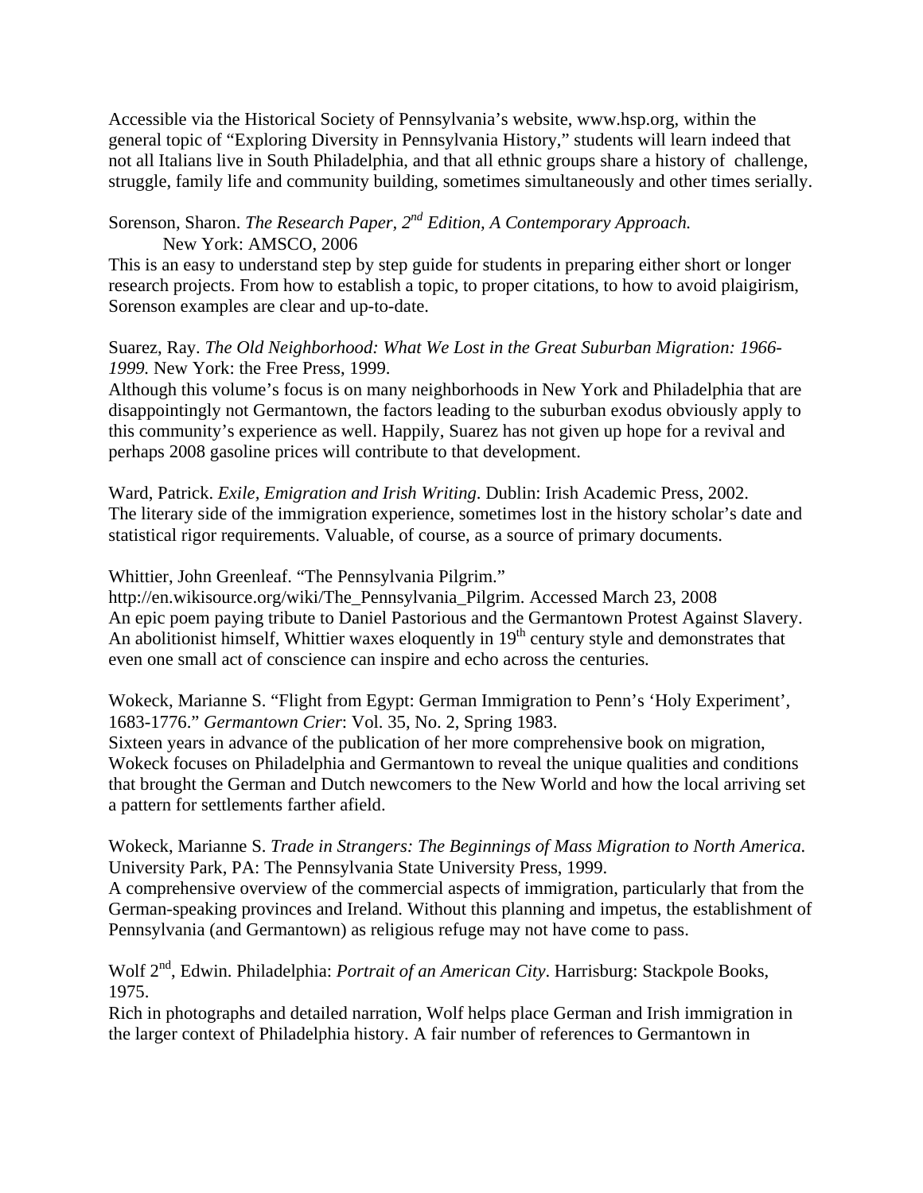Accessible via the Historical Society of Pennsylvania's website, www.hsp.org, within the general topic of "Exploring Diversity in Pennsylvania History," students will learn indeed that not all Italians live in South Philadelphia, and that all ethnic groups share a history of challenge, struggle, family life and community building, sometimes simultaneously and other times serially.

Sorenson, Sharon. *The Research Paper, 2nd Edition, A Contemporary Approach.* New York: AMSCO, 2006
This is an easy to understand step by step guide for students in preparing either short or longer research projects. From how to establish a topic, to proper citations, to how to avoid plaigirism, Sorenson examples are clear and up-to-date.

Suarez, Ray. *The Old Neighborhood: What We Lost in the Great Suburban Migration: 1966-1999.* New York: the Free Press, 1999.
Although this volume's focus is on many neighborhoods in New York and Philadelphia that are disappointingly not Germantown, the factors leading to the suburban exodus obviously apply to this community's experience as well. Happily, Suarez has not given up hope for a revival and perhaps 2008 gasoline prices will contribute to that development.

Ward, Patrick. *Exile, Emigration and Irish Writing*. Dublin: Irish Academic Press, 2002.
The literary side of the immigration experience, sometimes lost in the history scholar's date and statistical rigor requirements. Valuable, of course, as a source of primary documents.

Whittier, John Greenleaf. "The Pennsylvania Pilgrim."
http://en.wikisource.org/wiki/The_Pennsylvania_Pilgrim. Accessed March 23, 2008
An epic poem paying tribute to Daniel Pastorious and the Germantown Protest Against Slavery. An abolitionist himself, Whittier waxes eloquently in 19th century style and demonstrates that even one small act of conscience can inspire and echo across the centuries.

Wokeck, Marianne S. "Flight from Egypt: German Immigration to Penn's 'Holy Experiment', 1683-1776." *Germantown Crier*: Vol. 35, No. 2, Spring 1983.
Sixteen years in advance of the publication of her more comprehensive book on migration, Wokeck focuses on Philadelphia and Germantown to reveal the unique qualities and conditions that brought the German and Dutch newcomers to the New World and how the local arriving set a pattern for settlements farther afield.

Wokeck, Marianne S. *Trade in Strangers: The Beginnings of Mass Migration to North America.* University Park, PA: The Pennsylvania State University Press, 1999.
A comprehensive overview of the commercial aspects of immigration, particularly that from the German-speaking provinces and Ireland. Without this planning and impetus, the establishment of Pennsylvania (and Germantown) as religious refuge may not have come to pass.

Wolf 2nd, Edwin. Philadelphia: *Portrait of an American City*. Harrisburg: Stackpole Books, 1975.
Rich in photographs and detailed narration, Wolf helps place German and Irish immigration in the larger context of Philadelphia history. A fair number of references to Germantown in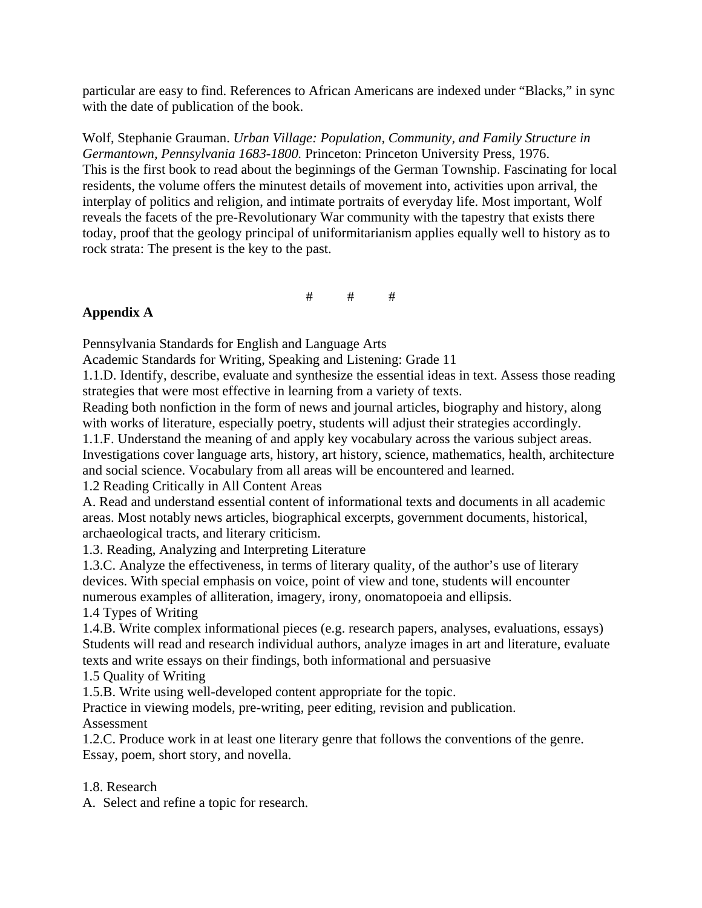particular are easy to find. References to African Americans are indexed under "Blacks," in sync with the date of publication of the book.

Wolf, Stephanie Grauman. *Urban Village: Population, Community, and Family Structure in Germantown, Pennsylvania 1683-1800.* Princeton: Princeton University Press, 1976.
This is the first book to read about the beginnings of the German Township. Fascinating for local residents, the volume offers the minutest details of movement into, activities upon arrival, the interplay of politics and religion, and intimate portraits of everyday life. Most important, Wolf reveals the facets of the pre-Revolutionary War community with the tapestry that exists there today, proof that the geology principal of uniformitarianism applies equally well to history as to rock strata: The present is the key to the past.

# # #

**Appendix A**

Pennsylvania Standards for English and Language Arts
Academic Standards for Writing, Speaking and Listening: Grade 11
1.1.D. Identify, describe, evaluate and synthesize the essential ideas in text. Assess those reading strategies that were most effective in learning from a variety of texts.
Reading both nonfiction in the form of news and journal articles, biography and history, along with works of literature, especially poetry, students will adjust their strategies accordingly.
1.1.F. Understand the meaning of and apply key vocabulary across the various subject areas. Investigations cover language arts, history, art history, science, mathematics, health, architecture and social science. Vocabulary from all areas will be encountered and learned.
1.2 Reading Critically in All Content Areas
A. Read and understand essential content of informational texts and documents in all academic areas. Most notably news articles, biographical excerpts, government documents, historical, archaeological tracts, and literary criticism.
1.3. Reading, Analyzing and Interpreting Literature
1.3.C. Analyze the effectiveness, in terms of literary quality, of the author's use of literary devices. With special emphasis on voice, point of view and tone, students will encounter numerous examples of alliteration, imagery, irony, onomatopoeia and ellipsis.
1.4 Types of Writing
1.4.B. Write complex informational pieces (e.g. research papers, analyses, evaluations, essays) Students will read and research individual authors, analyze images in art and literature, evaluate texts and write essays on their findings, both informational and persuasive
1.5 Quality of Writing
1.5.B. Write using well-developed content appropriate for the topic.
Practice in viewing models, pre-writing, peer editing, revision and publication.
Assessment
1.2.C. Produce work in at least one literary genre that follows the conventions of the genre. Essay, poem, short story, and novella.

1.8. Research
A. Select and refine a topic for research.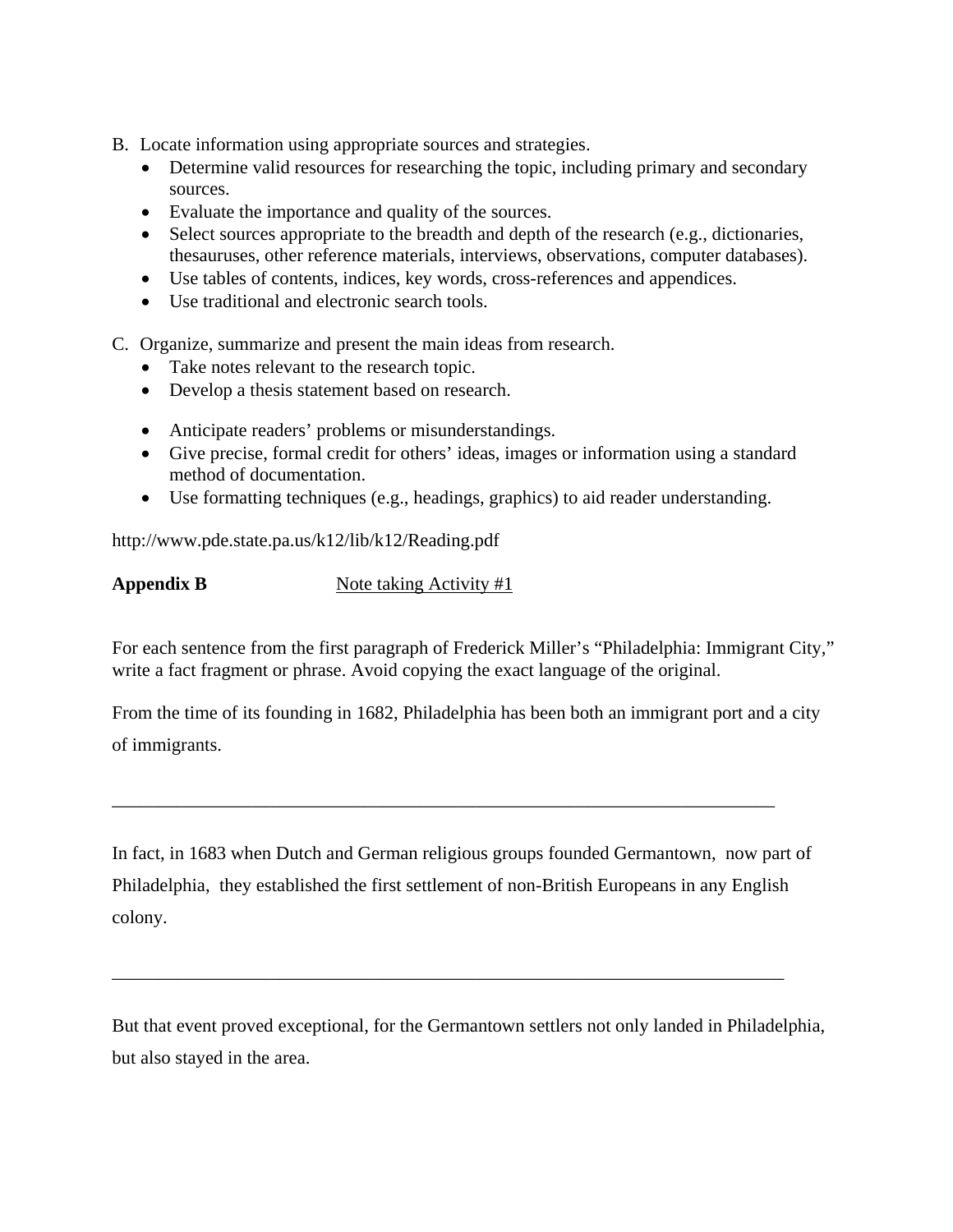B. Locate information using appropriate sources and strategies.
   - Determine valid resources for researching the topic, including primary and secondary sources.
   - Evaluate the importance and quality of the sources.
   - Select sources appropriate to the breadth and depth of the research (e.g., dictionaries, thesauruses, other reference materials, interviews, observations, computer databases).
   - Use tables of contents, indices, key words, cross-references and appendices.
   - Use traditional and electronic search tools.

C. Organize, summarize and present the main ideas from research.
   - Take notes relevant to the research topic.
   - Develop a thesis statement based on research.

   - Anticipate readers' problems or misunderstandings.
   - Give precise, formal credit for others' ideas, images or information using a standard method of documentation.
   - Use formatting techniques (e.g., headings, graphics) to aid reader understanding.

http://www.pde.state.pa.us/k12/lib/k12/Reading.pdf

**Appendix B** <u>Note taking Activity #1</u>

For each sentence from the first paragraph of Frederick Miller's "Philadelphia: Immigrant City," write a fact fragment or phrase. Avoid copying the exact language of the original.

From the time of its founding in 1682, Philadelphia has been both an immigrant port and a city of immigrants.

_________________________________________________________________________

In fact, in 1683 when Dutch and German religious groups founded Germantown, now part of Philadelphia, they established the first settlement of non-British Europeans in any English colony.

_________________________________________________________________________

But that event proved exceptional, for the Germantown settlers not only landed in Philadelphia, but also stayed in the area.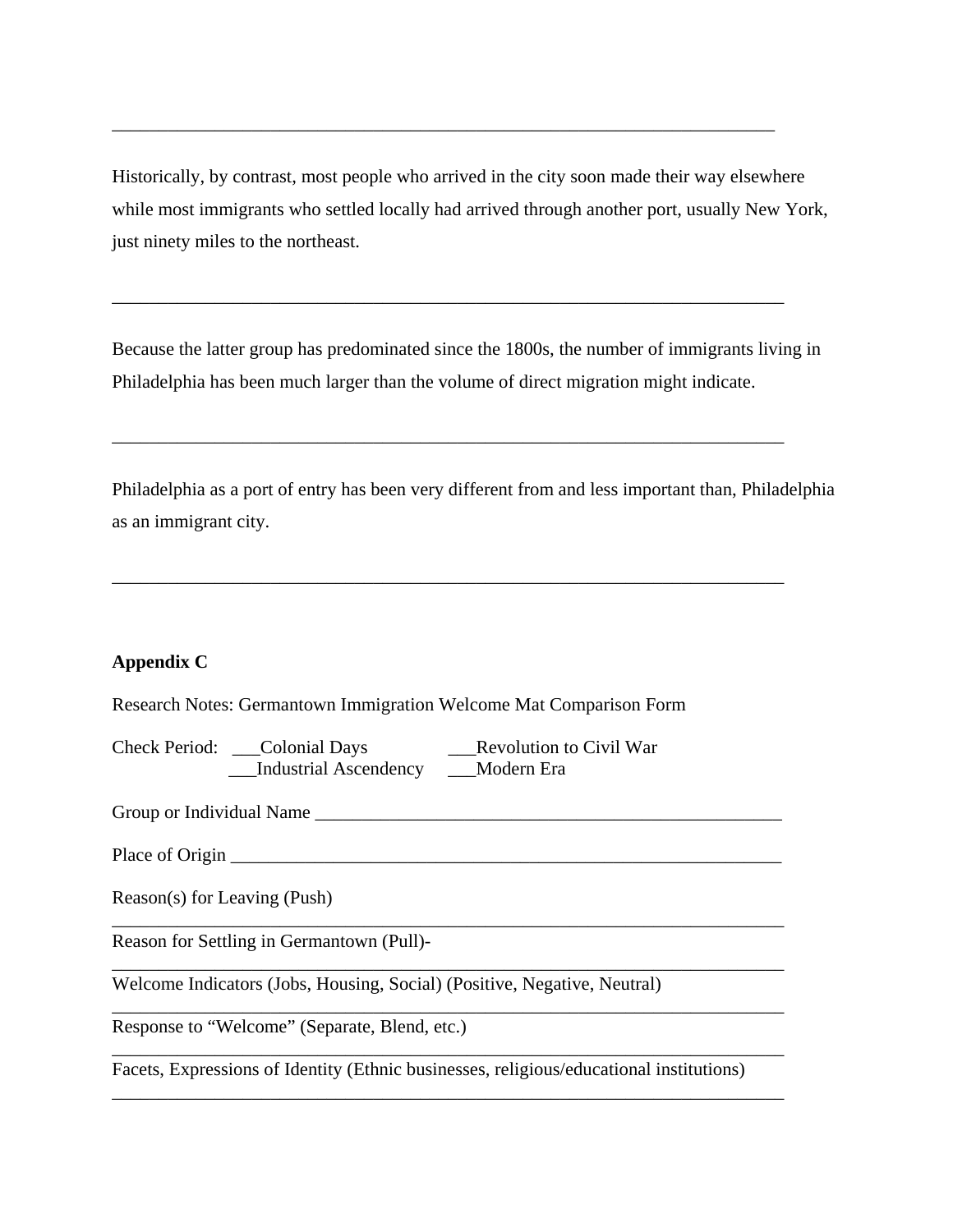___________________________________________________________________________

Historically, by contrast, most people who arrived in the city soon made their way elsewhere while most immigrants who settled locally had arrived through another port, usually New York, just ninety miles to the northeast.

___________________________________________________________________________

Because the latter group has predominated since the 1800s, the number of immigrants living in Philadelphia has been much larger than the volume of direct migration might indicate.

___________________________________________________________________________

Philadelphia as a port of entry has been very different from and less important than, Philadelphia as an immigrant city.

___________________________________________________________________________

**Appendix C**

Research Notes: Germantown Immigration Welcome Mat Comparison Form

Check Period: ___Colonial Days ___Revolution to Civil War
___Industrial Ascendency ___Modern Era

Group or Individual Name ______________________________________________________

Place of Origin _____________________________________________________________

Reason(s) for Leaving (Push)
___________________________________________________________________________

Reason for Settling in Germantown (Pull)-
___________________________________________________________________________

Welcome Indicators (Jobs, Housing, Social) (Positive, Negative, Neutral)
___________________________________________________________________________

Response to "Welcome" (Separate, Blend, etc.)
___________________________________________________________________________

Facets, Expressions of Identity (Ethnic businesses, religious/educational institutions)
___________________________________________________________________________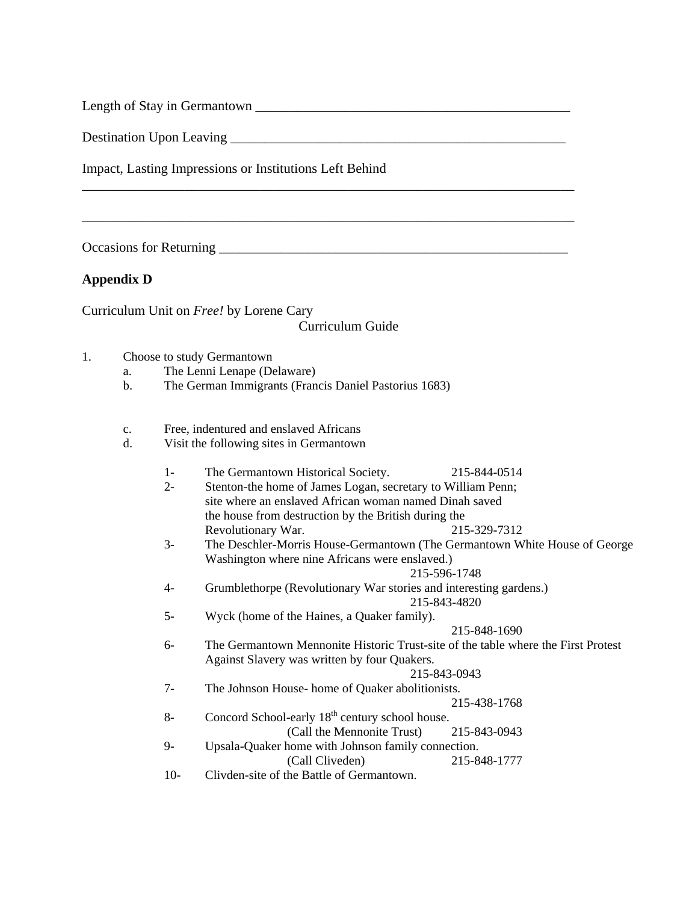Length of Stay in Germantown ______________________________________________

Destination Upon Leaving ________________________________________________

Impact, Lasting Impressions or Institutions Left Behind
___________________________________________________________________________

___________________________________________________________________________

Occasions for Returning ___________________________________________________

**Appendix D**

Curriculum Unit on *Free!* by Lorene Cary

Curriculum Guide

1. Choose to study Germantown
   a. The Lenni Lenape (Delaware)
   b. The German Immigrants (Francis Daniel Pastorius 1683)

   c. Free, indentured and enslaved Africans
   d. Visit the following sites in Germantown

      1- The Germantown Historical Society. 215-844-0514
      2- Stenton-the home of James Logan, secretary to William Penn; site where an enslaved African woman named Dinah saved the house from destruction by the British during the Revolutionary War. 215-329-7312
      3- The Deschler-Morris House-Germantown (The Germantown White House of George Washington where nine Africans were enslaved.) 215-596-1748
      4- Grumblethorpe (Revolutionary War stories and interesting gardens.) 215-843-4820
      5- Wyck (home of the Haines, a Quaker family). 215-848-1690
      6- The Germantown Mennonite Historic Trust-site of the table where the First Protest Against Slavery was written by four Quakers. 215-843-0943
      7- The Johnson House- home of Quaker abolitionists. 215-438-1768
      8- Concord School-early 18th century school house. (Call the Mennonite Trust) 215-843-0943
      9- Upsala-Quaker home with Johnson family connection. (Call Cliveden) 215-848-1777
      10- Clivden-site of the Battle of Germantown.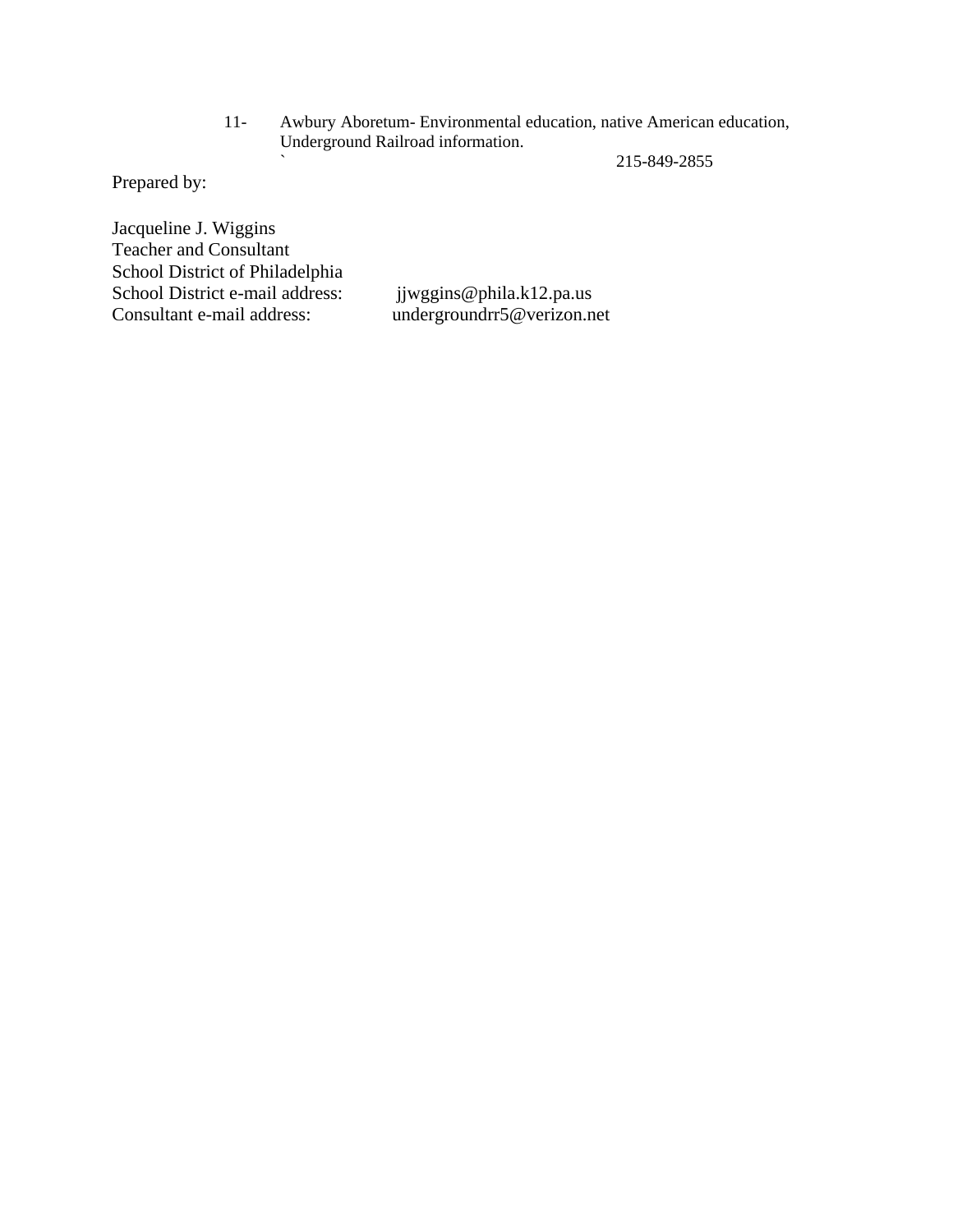11- Awbury Aboretum- Environmental education, native American education, Underground Railroad information.
` 215-849-2855

Prepared by:

Jacqueline J. Wiggins
Teacher and Consultant
School District of Philadelphia
School District e-mail address: jjwggins@phila.k12.pa.us
Consultant e-mail address: undergroundrr5@verizon.net